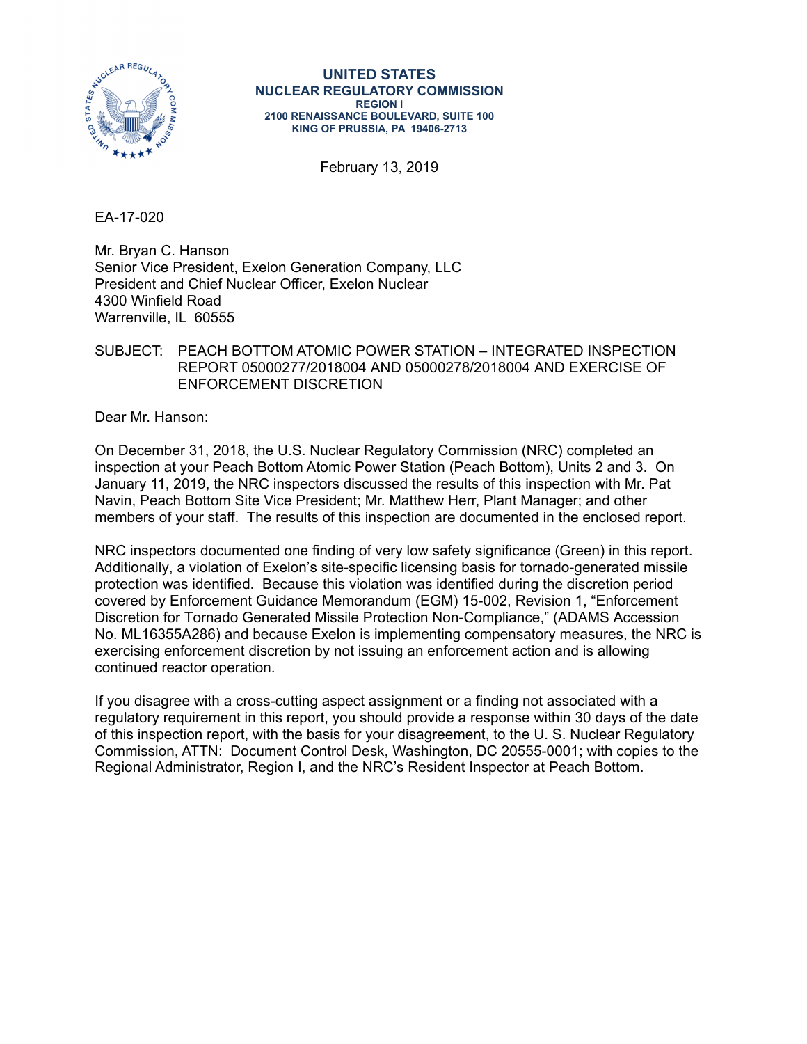UNITED STATES
NUCLEAR REGULATORY COMMISSION
REGION I
2100 RENAISSANCE BOULEVARD, SUITE 100
KING OF PRUSSIA, PA 19406-2713

February 13, 2019

EA-17-020

Mr. Bryan C. Hanson
Senior Vice President, Exelon Generation Company, LLC
President and Chief Nuclear Officer, Exelon Nuclear
4300 Winfield Road
Warrenville, IL 60555

SUBJECT: PEACH BOTTOM ATOMIC POWER STATION – INTEGRATED INSPECTION REPORT 05000277/2018004 AND 05000278/2018004 AND EXERCISE OF ENFORCEMENT DISCRETION

Dear Mr. Hanson:

On December 31, 2018, the U.S. Nuclear Regulatory Commission (NRC) completed an inspection at your Peach Bottom Atomic Power Station (Peach Bottom), Units 2 and 3. On January 11, 2019, the NRC inspectors discussed the results of this inspection with Mr. Pat Navin, Peach Bottom Site Vice President; Mr. Matthew Herr, Plant Manager; and other members of your staff. The results of this inspection are documented in the enclosed report.

NRC inspectors documented one finding of very low safety significance (Green) in this report. Additionally, a violation of Exelon's site-specific licensing basis for tornado-generated missile protection was identified. Because this violation was identified during the discretion period covered by Enforcement Guidance Memorandum (EGM) 15-002, Revision 1, "Enforcement Discretion for Tornado Generated Missile Protection Non-Compliance," (ADAMS Accession No. ML16355A286) and because Exelon is implementing compensatory measures, the NRC is exercising enforcement discretion by not issuing an enforcement action and is allowing continued reactor operation.

If you disagree with a cross-cutting aspect assignment or a finding not associated with a regulatory requirement in this report, you should provide a response within 30 days of the date of this inspection report, with the basis for your disagreement, to the U. S. Nuclear Regulatory Commission, ATTN: Document Control Desk, Washington, DC 20555-0001; with copies to the Regional Administrator, Region I, and the NRC's Resident Inspector at Peach Bottom.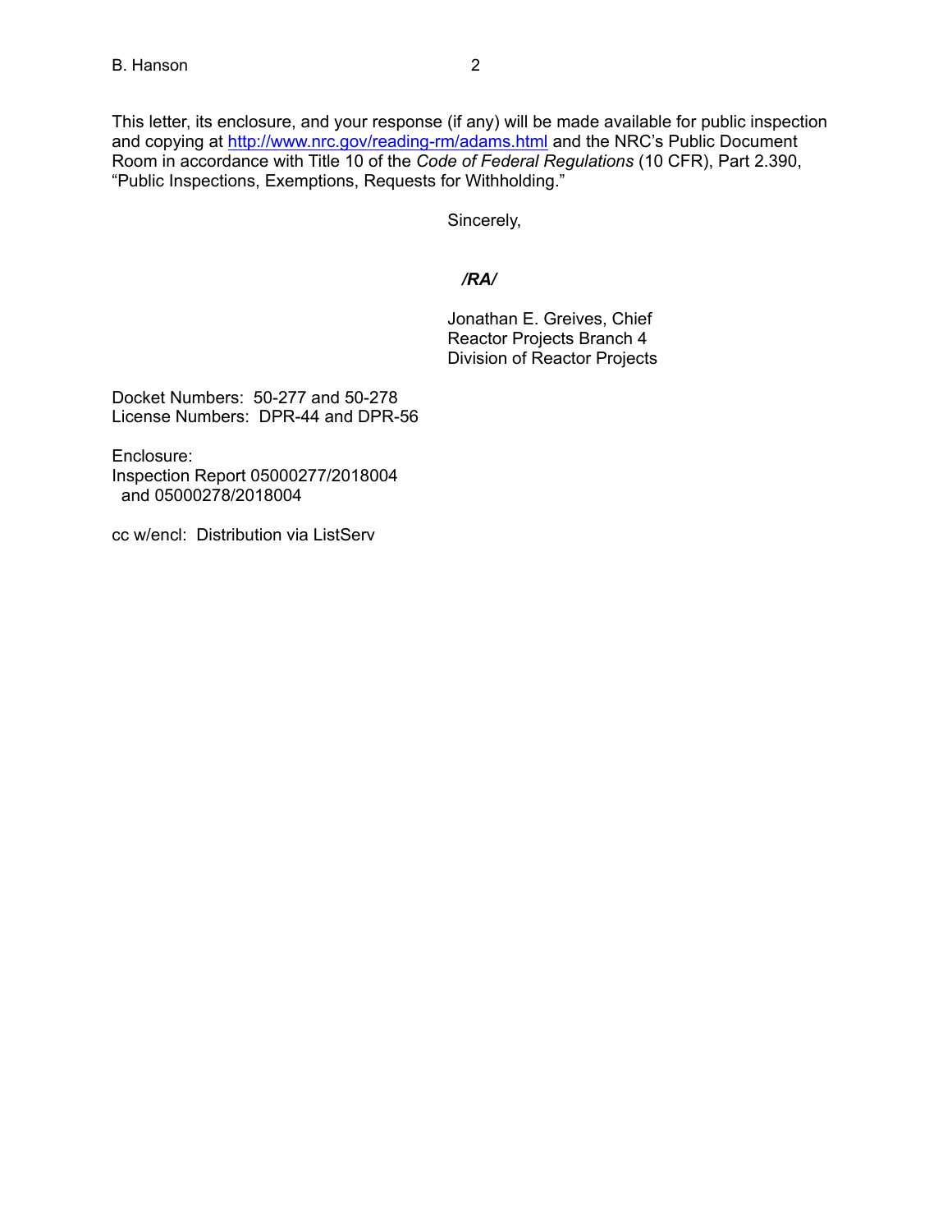This letter, its enclosure, and your response (if any) will be made available for public inspection and copying at http://www.nrc.gov/reading-rm/adams.html and the NRC's Public Document Room in accordance with Title 10 of the *Code of Federal Regulations* (10 CFR), Part 2.390, "Public Inspections, Exemptions, Requests for Withholding."

Sincerely,

***/RA/***

Jonathan E. Greives, Chief
Reactor Projects Branch 4
Division of Reactor Projects

Docket Numbers: 50-277 and 50-278
License Numbers: DPR-44 and DPR-56

Enclosure:
Inspection Report 05000277/2018004
and 05000278/2018004

cc w/encl: Distribution via ListServ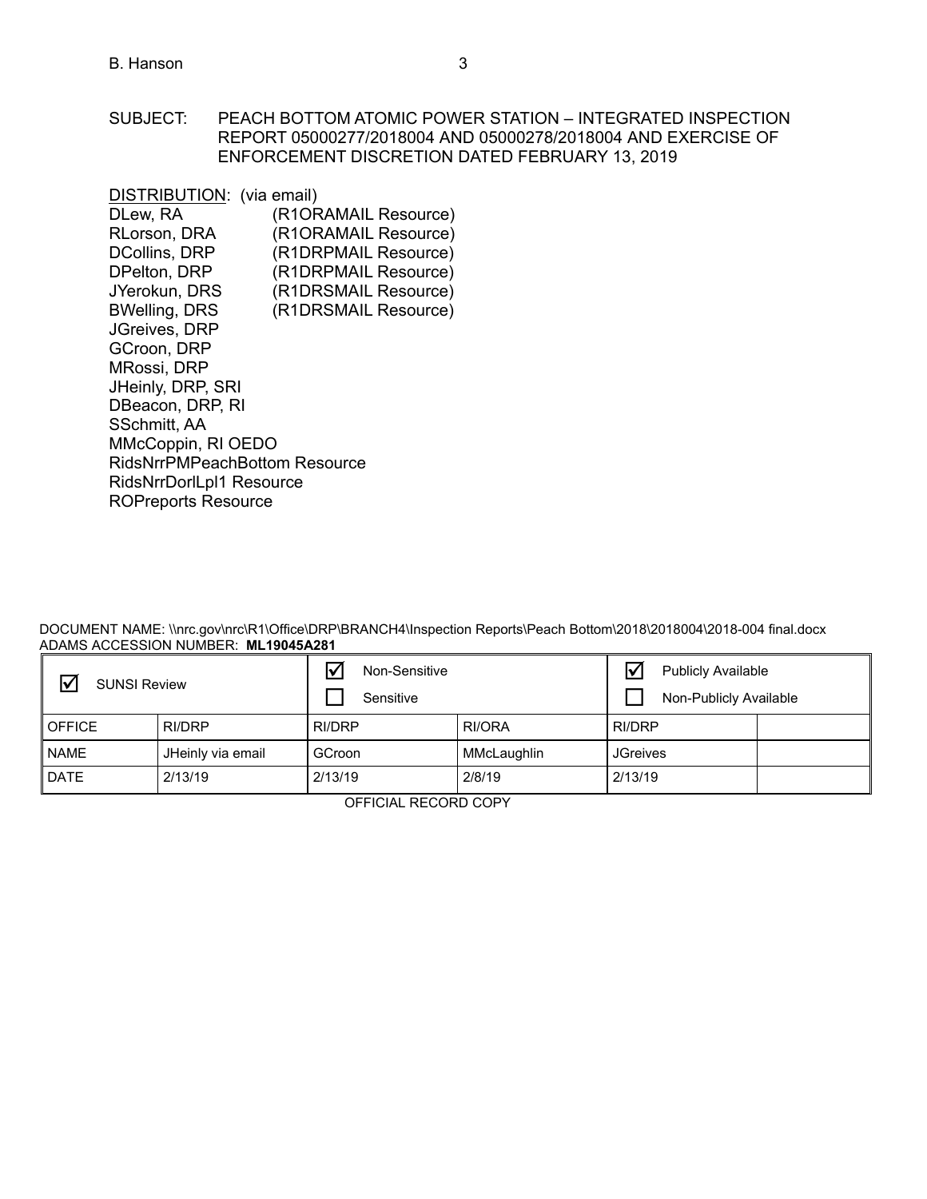SUBJECT: PEACH BOTTOM ATOMIC POWER STATION – INTEGRATED INSPECTION REPORT 05000277/2018004 AND 05000278/2018004 AND EXERCISE OF ENFORCEMENT DISCRETION DATED FEBRUARY 13, 2019

DISTRIBUTION: (via email)

DLew, RA (R1ORAMAIL Resource)
RLorson, DRA (R1ORAMAIL Resource)
DCollins, DRP (R1DRPMAIL Resource)
DPelton, DRP (R1DRPMAIL Resource)
JYerokun, DRS (R1DRSMAIL Resource)
BWelling, DRS (R1DRSMAIL Resource)
JGreives, DRP
GCroon, DRP
MRossi, DRP
JHeinly, DRP, SRI
DBeacon, DRP, RI
SSchmitt, AA
MMcCoppin, RI OEDO
RidsNrrPMPeachBottom Resource
RidsNrrDorlLpl1 Resource
ROPreports Resource

DOCUMENT NAME: \\nrc.gov\nrc\R1\Office\DRP\BRANCH4\Inspection Reports\Peach Bottom\2018\2018004\2018-004 final.docx
ADAMS ACCESSION NUMBER: **ML19045A281**

| ☑ SUNSI Review | | ☑ Non-Sensitive<br>☐ Sensitive | | ☑ Publicly Available<br>☐ Non-Publicly Available | |
|---|---|---|---|---|---|
| OFFICE | RI/DRP | RI/DRP | RI/ORA | RI/DRP | |
| NAME | JHeinly via email | GCroon | MMcLaughlin | JGreives | |
| DATE | 2/13/19 | 2/13/19 | 2/8/19 | 2/13/19 | |

OFFICIAL RECORD COPY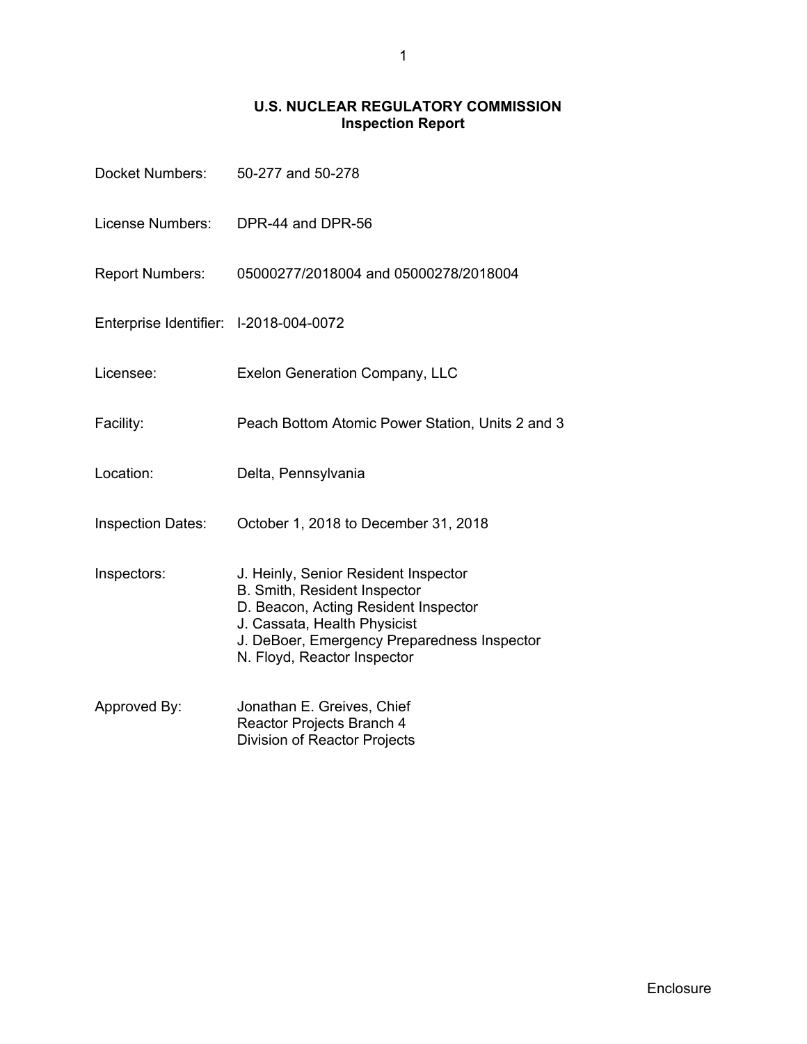# U.S. NUCLEAR REGULATORY COMMISSION
## Inspection Report

| | |
|---|---|
| Docket Numbers: | 50-277 and 50-278 |
| License Numbers: | DPR-44 and DPR-56 |
| Report Numbers: | 05000277/2018004 and 05000278/2018004 |
| Enterprise Identifier: | I-2018-004-0072 |
| Licensee: | Exelon Generation Company, LLC |
| Facility: | Peach Bottom Atomic Power Station, Units 2 and 3 |
| Location: | Delta, Pennsylvania |
| Inspection Dates: | October 1, 2018 to December 31, 2018 |
| Inspectors: | J. Heinly, Senior Resident Inspector<br>B. Smith, Resident Inspector<br>D. Beacon, Acting Resident Inspector<br>J. Cassata, Health Physicist<br>J. DeBoer, Emergency Preparedness Inspector<br>N. Floyd, Reactor Inspector |
| Approved By: | Jonathan E. Greives, Chief<br>Reactor Projects Branch 4<br>Division of Reactor Projects |

Enclosure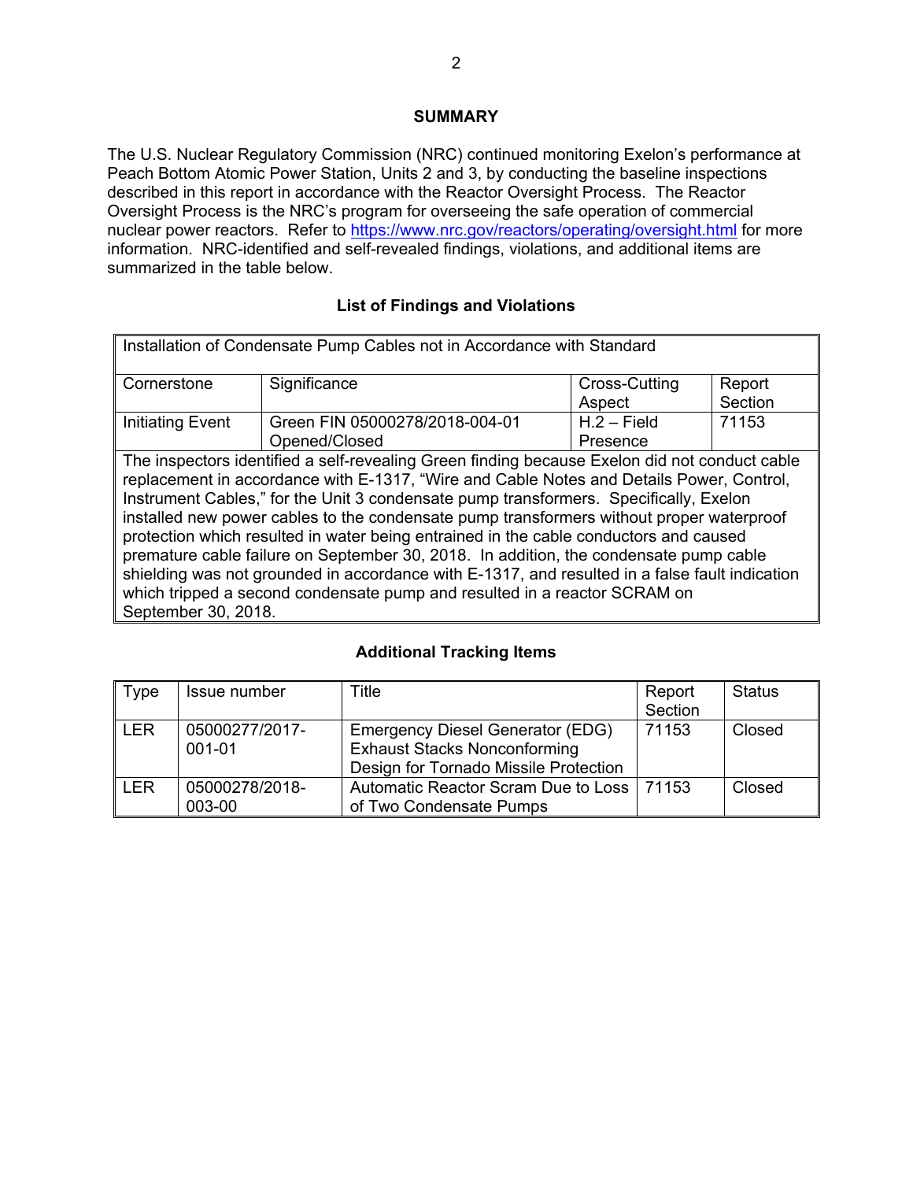## SUMMARY

The U.S. Nuclear Regulatory Commission (NRC) continued monitoring Exelon's performance at Peach Bottom Atomic Power Station, Units 2 and 3, by conducting the baseline inspections described in this report in accordance with the Reactor Oversight Process. The Reactor Oversight Process is the NRC's program for overseeing the safe operation of commercial nuclear power reactors. Refer to https://www.nrc.gov/reactors/operating/oversight.html for more information. NRC-identified and self-revealed findings, violations, and additional items are summarized in the table below.

### List of Findings and Violations

| Installation of Condensate Pump Cables not in Accordance with Standard | | | |
|---|---|---|---|
| Cornerstone | Significance | Cross-Cutting Aspect | Report Section |
| Initiating Event | Green FIN 05000278/2018-004-01 Opened/Closed | H.2 – Field Presence | 71153 |
| The inspectors identified a self-revealing Green finding because Exelon did not conduct cable replacement in accordance with E-1317, "Wire and Cable Notes and Details Power, Control, Instrument Cables," for the Unit 3 condensate pump transformers. Specifically, Exelon installed new power cables to the condensate pump transformers without proper waterproof protection which resulted in water being entrained in the cable conductors and caused premature cable failure on September 30, 2018. In addition, the condensate pump cable shielding was not grounded in accordance with E-1317, and resulted in a false fault indication which tripped a second condensate pump and resulted in a reactor SCRAM on September 30, 2018. | | | |

### Additional Tracking Items

| Type | Issue number | Title | Report Section | Status |
|---|---|---|---|---|
| LER | 05000277/2017-001-01 | Emergency Diesel Generator (EDG) Exhaust Stacks Nonconforming Design for Tornado Missile Protection | 71153 | Closed |
| LER | 05000278/2018-003-00 | Automatic Reactor Scram Due to Loss of Two Condensate Pumps | 71153 | Closed |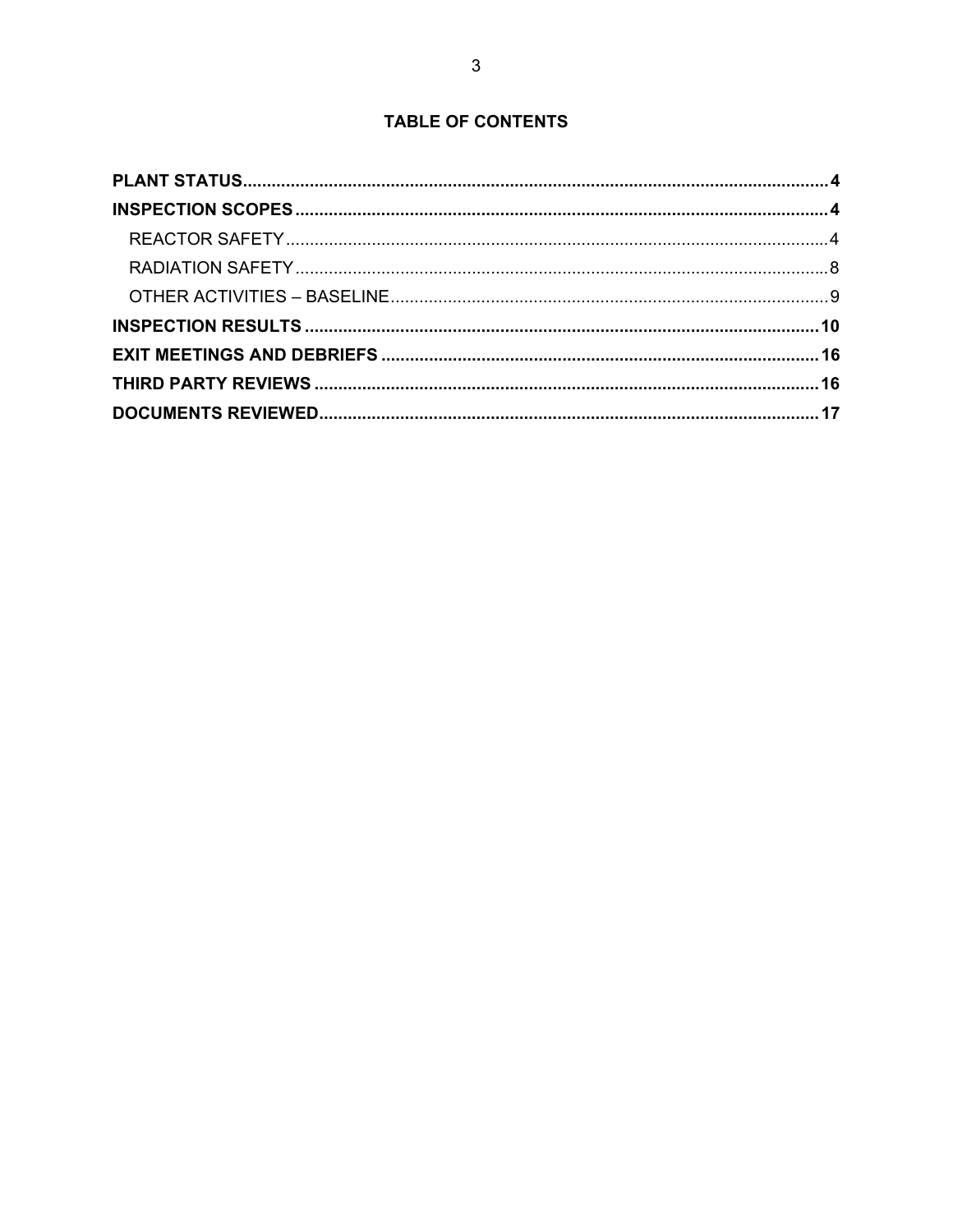# TABLE OF CONTENTS

**PLANT STATUS** .......... **4**

**INSPECTION SCOPES** .......... **4**

- REACTOR SAFETY .......... 4
- RADIATION SAFETY .......... 8
- OTHER ACTIVITIES – BASELINE .......... 9

**INSPECTION RESULTS** .......... **10**

**EXIT MEETINGS AND DEBRIEFS** .......... **16**

**THIRD PARTY REVIEWS** .......... **16**

**DOCUMENTS REVIEWED** .......... **17**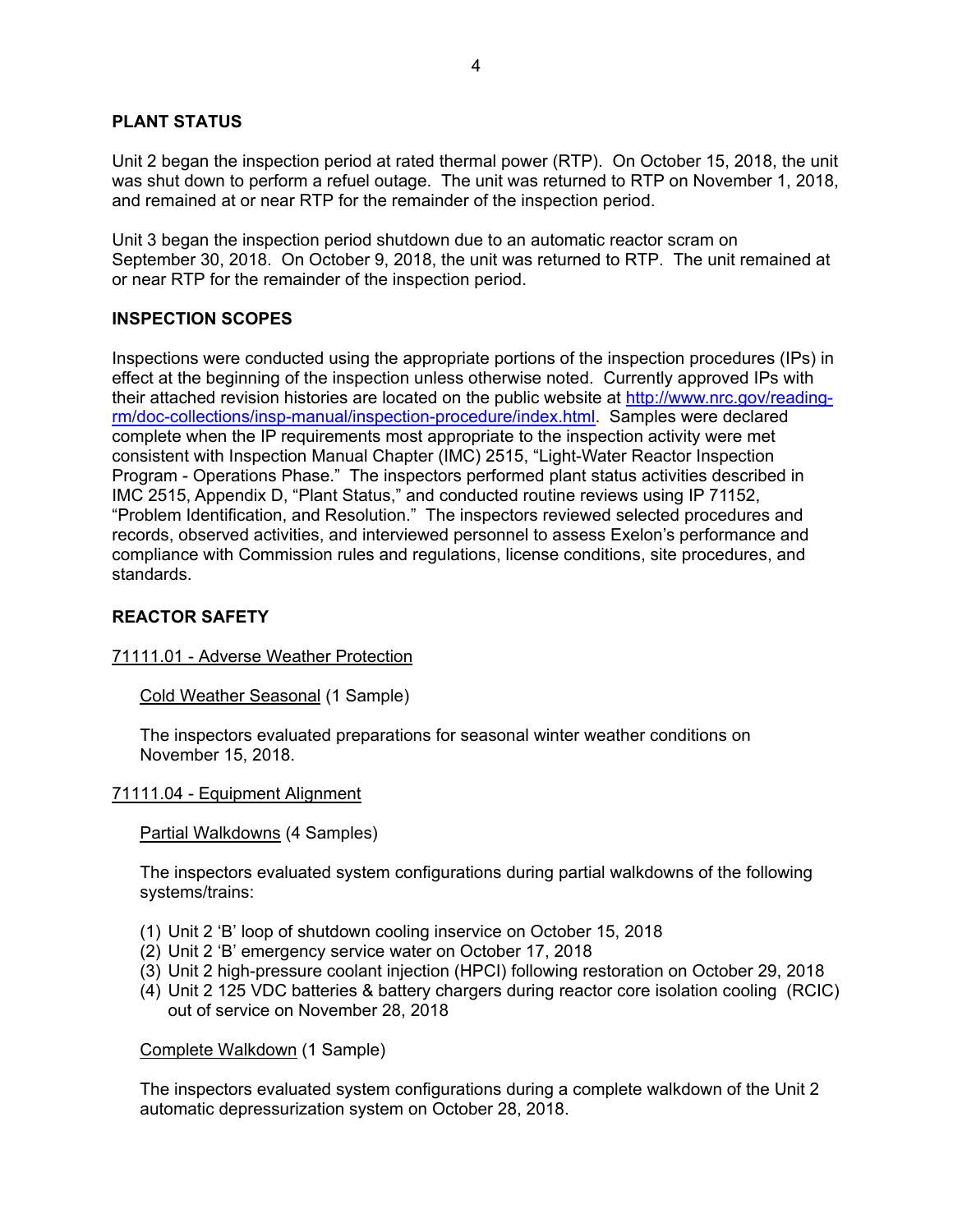## PLANT STATUS

Unit 2 began the inspection period at rated thermal power (RTP). On October 15, 2018, the unit was shut down to perform a refuel outage. The unit was returned to RTP on November 1, 2018, and remained at or near RTP for the remainder of the inspection period.

Unit 3 began the inspection period shutdown due to an automatic reactor scram on September 30, 2018. On October 9, 2018, the unit was returned to RTP. The unit remained at or near RTP for the remainder of the inspection period.

## INSPECTION SCOPES

Inspections were conducted using the appropriate portions of the inspection procedures (IPs) in effect at the beginning of the inspection unless otherwise noted. Currently approved IPs with their attached revision histories are located on the public website at http://www.nrc.gov/reading-rm/doc-collections/insp-manual/inspection-procedure/index.html. Samples were declared complete when the IP requirements most appropriate to the inspection activity were met consistent with Inspection Manual Chapter (IMC) 2515, "Light-Water Reactor Inspection Program - Operations Phase." The inspectors performed plant status activities described in IMC 2515, Appendix D, "Plant Status," and conducted routine reviews using IP 71152, "Problem Identification, and Resolution." The inspectors reviewed selected procedures and records, observed activities, and interviewed personnel to assess Exelon's performance and compliance with Commission rules and regulations, license conditions, site procedures, and standards.

## REACTOR SAFETY

### 71111.01 - Adverse Weather Protection

Cold Weather Seasonal (1 Sample)

The inspectors evaluated preparations for seasonal winter weather conditions on November 15, 2018.

### 71111.04 - Equipment Alignment

Partial Walkdowns (4 Samples)

The inspectors evaluated system configurations during partial walkdowns of the following systems/trains:

(1) Unit 2 'B' loop of shutdown cooling inservice on October 15, 2018
(2) Unit 2 'B' emergency service water on October 17, 2018
(3) Unit 2 high-pressure coolant injection (HPCI) following restoration on October 29, 2018
(4) Unit 2 125 VDC batteries & battery chargers during reactor core isolation cooling (RCIC) out of service on November 28, 2018

Complete Walkdown (1 Sample)

The inspectors evaluated system configurations during a complete walkdown of the Unit 2 automatic depressurization system on October 28, 2018.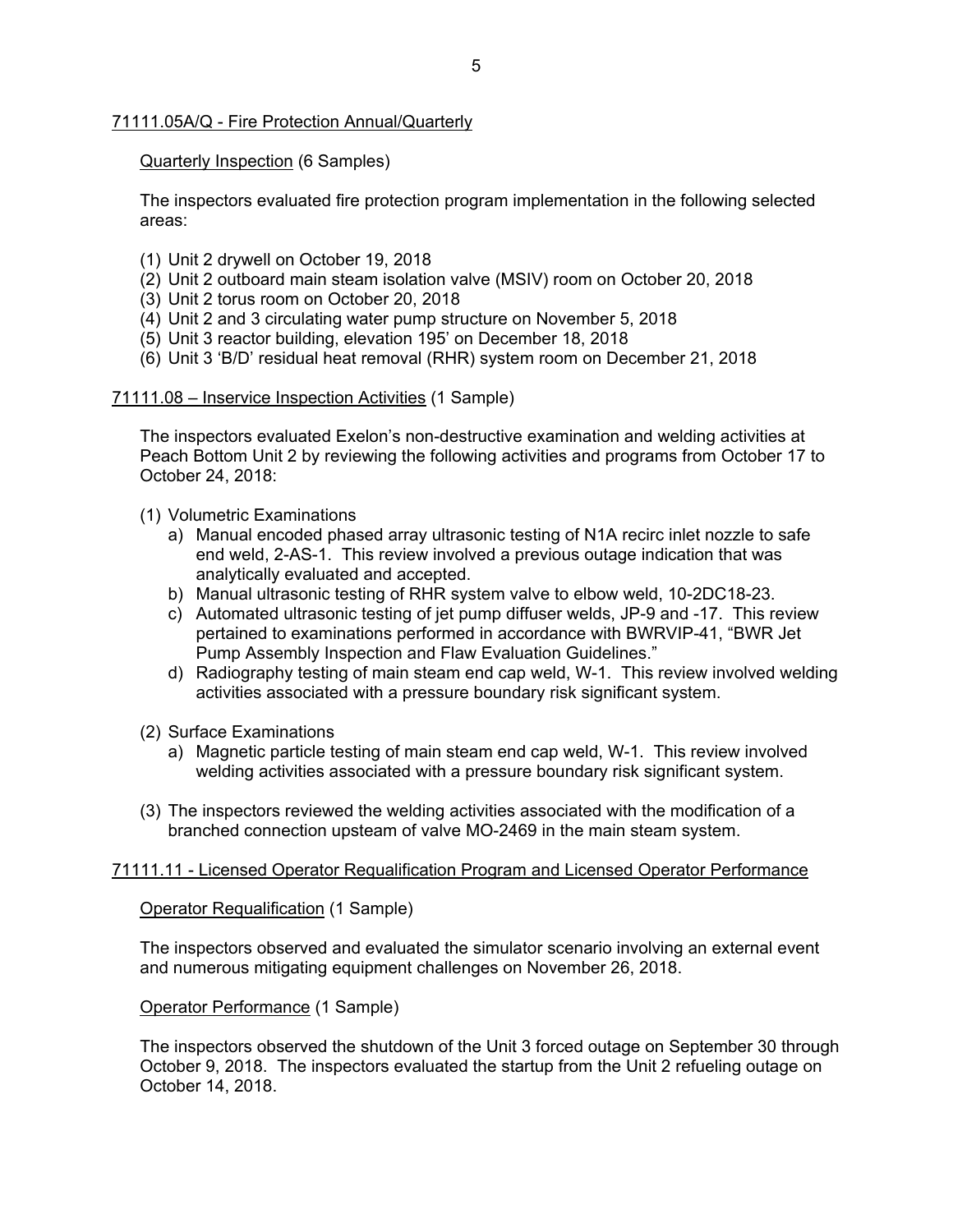## 71111.05A/Q - Fire Protection Annual/Quarterly

Quarterly Inspection (6 Samples)

The inspectors evaluated fire protection program implementation in the following selected areas:

(1) Unit 2 drywell on October 19, 2018
(2) Unit 2 outboard main steam isolation valve (MSIV) room on October 20, 2018
(3) Unit 2 torus room on October 20, 2018
(4) Unit 2 and 3 circulating water pump structure on November 5, 2018
(5) Unit 3 reactor building, elevation 195' on December 18, 2018
(6) Unit 3 'B/D' residual heat removal (RHR) system room on December 21, 2018

## 71111.08 – Inservice Inspection Activities (1 Sample)

The inspectors evaluated Exelon's non-destructive examination and welding activities at Peach Bottom Unit 2 by reviewing the following activities and programs from October 17 to October 24, 2018:

(1) Volumetric Examinations
   a) Manual encoded phased array ultrasonic testing of N1A recirc inlet nozzle to safe end weld, 2-AS-1. This review involved a previous outage indication that was analytically evaluated and accepted.
   b) Manual ultrasonic testing of RHR system valve to elbow weld, 10-2DC18-23.
   c) Automated ultrasonic testing of jet pump diffuser welds, JP-9 and -17. This review pertained to examinations performed in accordance with BWRVIP-41, "BWR Jet Pump Assembly Inspection and Flaw Evaluation Guidelines."
   d) Radiography testing of main steam end cap weld, W-1. This review involved welding activities associated with a pressure boundary risk significant system.

(2) Surface Examinations
   a) Magnetic particle testing of main steam end cap weld, W-1. This review involved welding activities associated with a pressure boundary risk significant system.

(3) The inspectors reviewed the welding activities associated with the modification of a branched connection upsteam of valve MO-2469 in the main steam system.

## 71111.11 - Licensed Operator Requalification Program and Licensed Operator Performance

Operator Requalification (1 Sample)

The inspectors observed and evaluated the simulator scenario involving an external event and numerous mitigating equipment challenges on November 26, 2018.

Operator Performance (1 Sample)

The inspectors observed the shutdown of the Unit 3 forced outage on September 30 through October 9, 2018. The inspectors evaluated the startup from the Unit 2 refueling outage on October 14, 2018.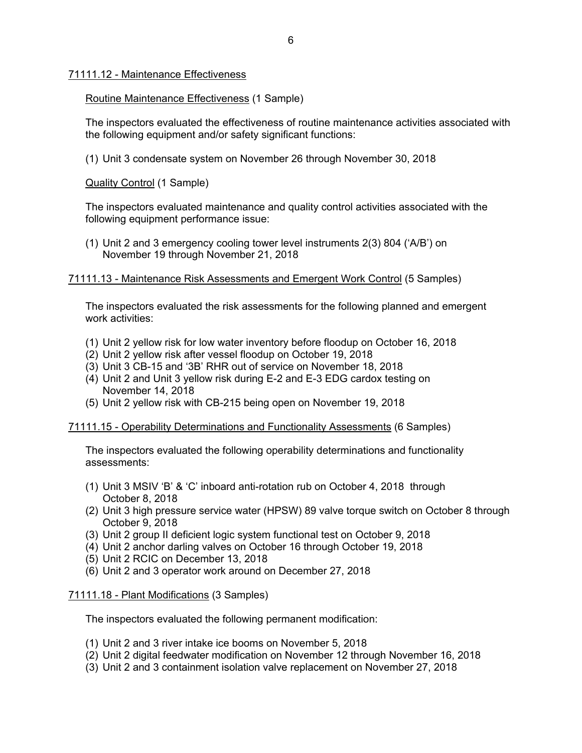## 71111.12 - Maintenance Effectiveness

### Routine Maintenance Effectiveness (1 Sample)

The inspectors evaluated the effectiveness of routine maintenance activities associated with the following equipment and/or safety significant functions:

(1) Unit 3 condensate system on November 26 through November 30, 2018

### Quality Control (1 Sample)

The inspectors evaluated maintenance and quality control activities associated with the following equipment performance issue:

(1) Unit 2 and 3 emergency cooling tower level instruments 2(3) 804 ('A/B') on November 19 through November 21, 2018

## 71111.13 - Maintenance Risk Assessments and Emergent Work Control (5 Samples)

The inspectors evaluated the risk assessments for the following planned and emergent work activities:

(1) Unit 2 yellow risk for low water inventory before floodup on October 16, 2018
(2) Unit 2 yellow risk after vessel floodup on October 19, 2018
(3) Unit 3 CB-15 and '3B' RHR out of service on November 18, 2018
(4) Unit 2 and Unit 3 yellow risk during E-2 and E-3 EDG cardox testing on November 14, 2018
(5) Unit 2 yellow risk with CB-215 being open on November 19, 2018

## 71111.15 - Operability Determinations and Functionality Assessments (6 Samples)

The inspectors evaluated the following operability determinations and functionality assessments:

(1) Unit 3 MSIV 'B' & 'C' inboard anti-rotation rub on October 4, 2018 through October 8, 2018
(2) Unit 3 high pressure service water (HPSW) 89 valve torque switch on October 8 through October 9, 2018
(3) Unit 2 group II deficient logic system functional test on October 9, 2018
(4) Unit 2 anchor darling valves on October 16 through October 19, 2018
(5) Unit 2 RCIC on December 13, 2018
(6) Unit 2 and 3 operator work around on December 27, 2018

## 71111.18 - Plant Modifications (3 Samples)

The inspectors evaluated the following permanent modification:

(1) Unit 2 and 3 river intake ice booms on November 5, 2018
(2) Unit 2 digital feedwater modification on November 12 through November 16, 2018
(3) Unit 2 and 3 containment isolation valve replacement on November 27, 2018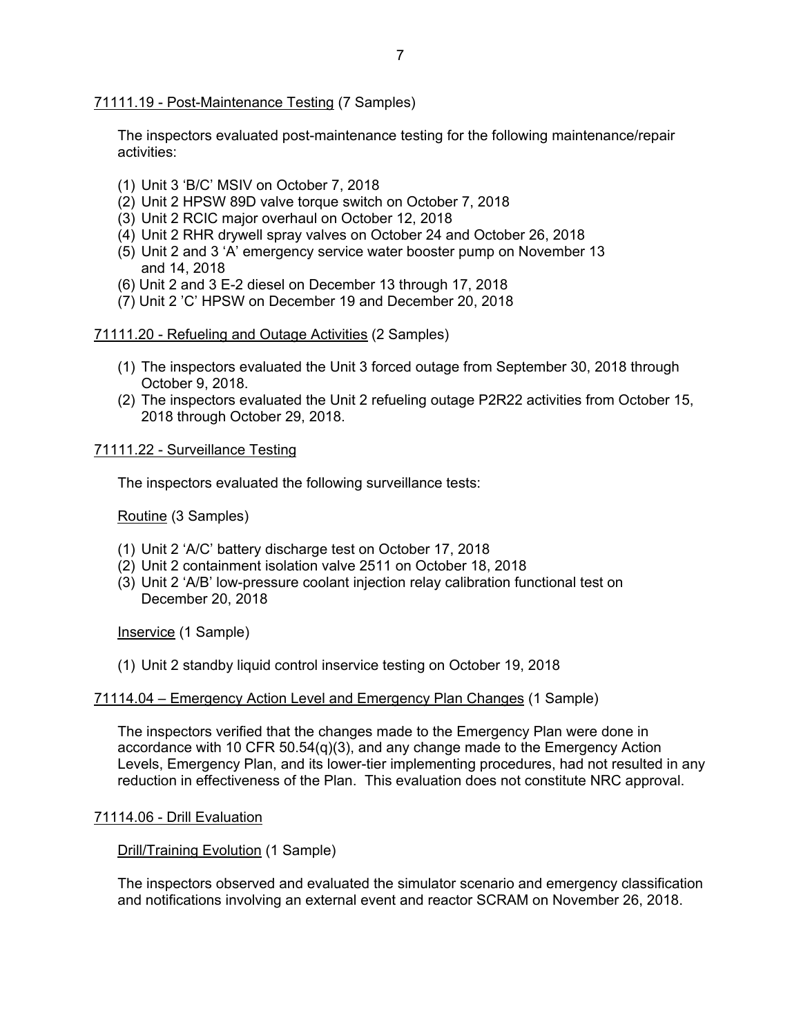71111.19 - Post-Maintenance Testing (7 Samples)

The inspectors evaluated post-maintenance testing for the following maintenance/repair activities:

(1) Unit 3 'B/C' MSIV on October 7, 2018
(2) Unit 2 HPSW 89D valve torque switch on October 7, 2018
(3) Unit 2 RCIC major overhaul on October 12, 2018
(4) Unit 2 RHR drywell spray valves on October 24 and October 26, 2018
(5) Unit 2 and 3 'A' emergency service water booster pump on November 13 and 14, 2018
(6) Unit 2 and 3 E-2 diesel on December 13 through 17, 2018
(7) Unit 2 'C' HPSW on December 19 and December 20, 2018

71111.20 - Refueling and Outage Activities (2 Samples)

(1) The inspectors evaluated the Unit 3 forced outage from September 30, 2018 through October 9, 2018.
(2) The inspectors evaluated the Unit 2 refueling outage P2R22 activities from October 15, 2018 through October 29, 2018.

71111.22 - Surveillance Testing

The inspectors evaluated the following surveillance tests:

Routine (3 Samples)

(1) Unit 2 'A/C' battery discharge test on October 17, 2018
(2) Unit 2 containment isolation valve 2511 on October 18, 2018
(3) Unit 2 'A/B' low-pressure coolant injection relay calibration functional test on December 20, 2018

Inservice (1 Sample)

(1) Unit 2 standby liquid control inservice testing on October 19, 2018

71114.04 – Emergency Action Level and Emergency Plan Changes (1 Sample)

The inspectors verified that the changes made to the Emergency Plan were done in accordance with 10 CFR 50.54(q)(3), and any change made to the Emergency Action Levels, Emergency Plan, and its lower-tier implementing procedures, had not resulted in any reduction in effectiveness of the Plan. This evaluation does not constitute NRC approval.

71114.06 - Drill Evaluation

Drill/Training Evolution (1 Sample)

The inspectors observed and evaluated the simulator scenario and emergency classification and notifications involving an external event and reactor SCRAM on November 26, 2018.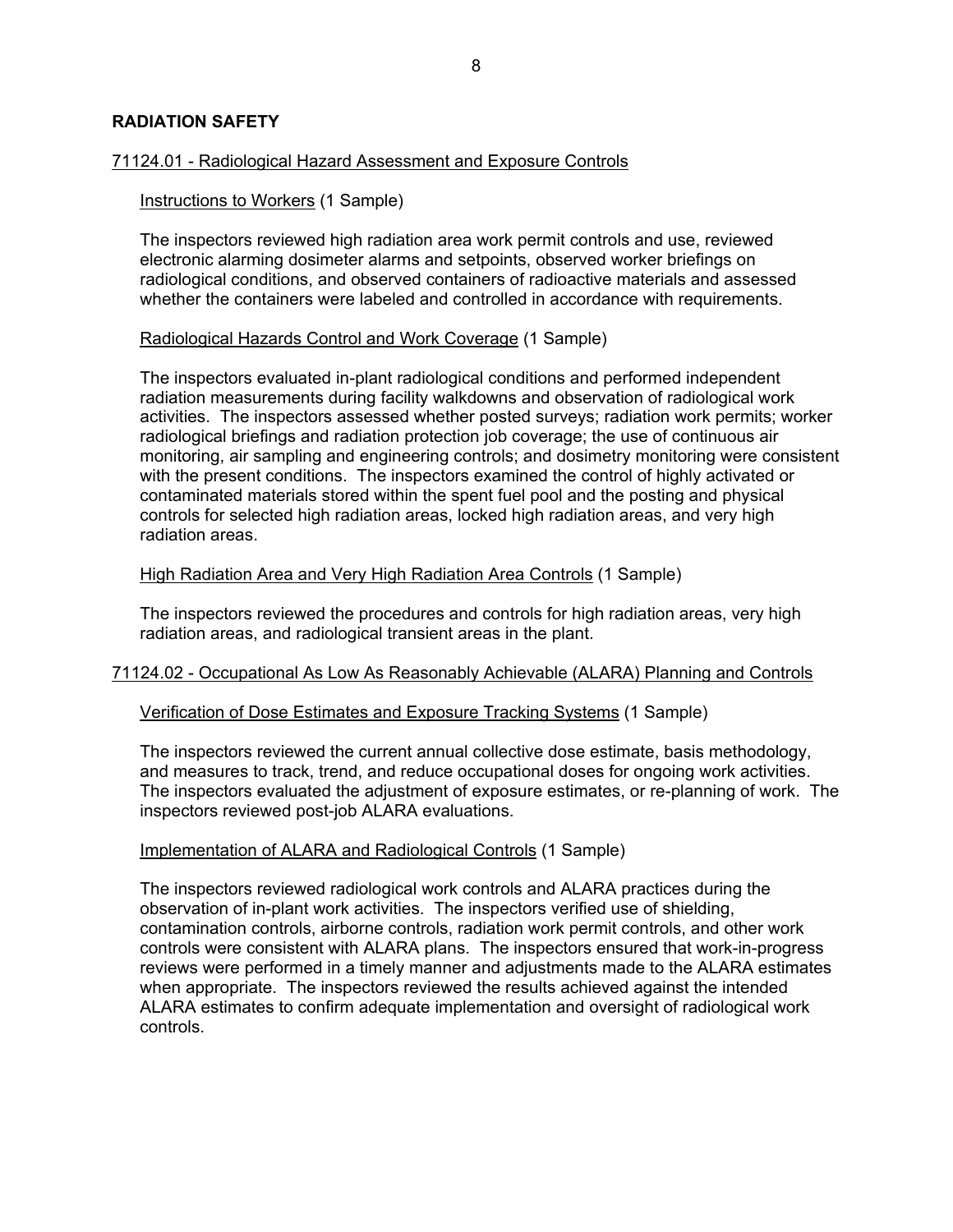## RADIATION SAFETY

### 71124.01 - Radiological Hazard Assessment and Exposure Controls

Instructions to Workers (1 Sample)

The inspectors reviewed high radiation area work permit controls and use, reviewed electronic alarming dosimeter alarms and setpoints, observed worker briefings on radiological conditions, and observed containers of radioactive materials and assessed whether the containers were labeled and controlled in accordance with requirements.

Radiological Hazards Control and Work Coverage (1 Sample)

The inspectors evaluated in-plant radiological conditions and performed independent radiation measurements during facility walkdowns and observation of radiological work activities. The inspectors assessed whether posted surveys; radiation work permits; worker radiological briefings and radiation protection job coverage; the use of continuous air monitoring, air sampling and engineering controls; and dosimetry monitoring were consistent with the present conditions. The inspectors examined the control of highly activated or contaminated materials stored within the spent fuel pool and the posting and physical controls for selected high radiation areas, locked high radiation areas, and very high radiation areas.

High Radiation Area and Very High Radiation Area Controls (1 Sample)

The inspectors reviewed the procedures and controls for high radiation areas, very high radiation areas, and radiological transient areas in the plant.

### 71124.02 - Occupational As Low As Reasonably Achievable (ALARA) Planning and Controls

Verification of Dose Estimates and Exposure Tracking Systems (1 Sample)

The inspectors reviewed the current annual collective dose estimate, basis methodology, and measures to track, trend, and reduce occupational doses for ongoing work activities. The inspectors evaluated the adjustment of exposure estimates, or re-planning of work. The inspectors reviewed post-job ALARA evaluations.

Implementation of ALARA and Radiological Controls (1 Sample)

The inspectors reviewed radiological work controls and ALARA practices during the observation of in-plant work activities. The inspectors verified use of shielding, contamination controls, airborne controls, radiation work permit controls, and other work controls were consistent with ALARA plans. The inspectors ensured that work-in-progress reviews were performed in a timely manner and adjustments made to the ALARA estimates when appropriate. The inspectors reviewed the results achieved against the intended ALARA estimates to confirm adequate implementation and oversight of radiological work controls.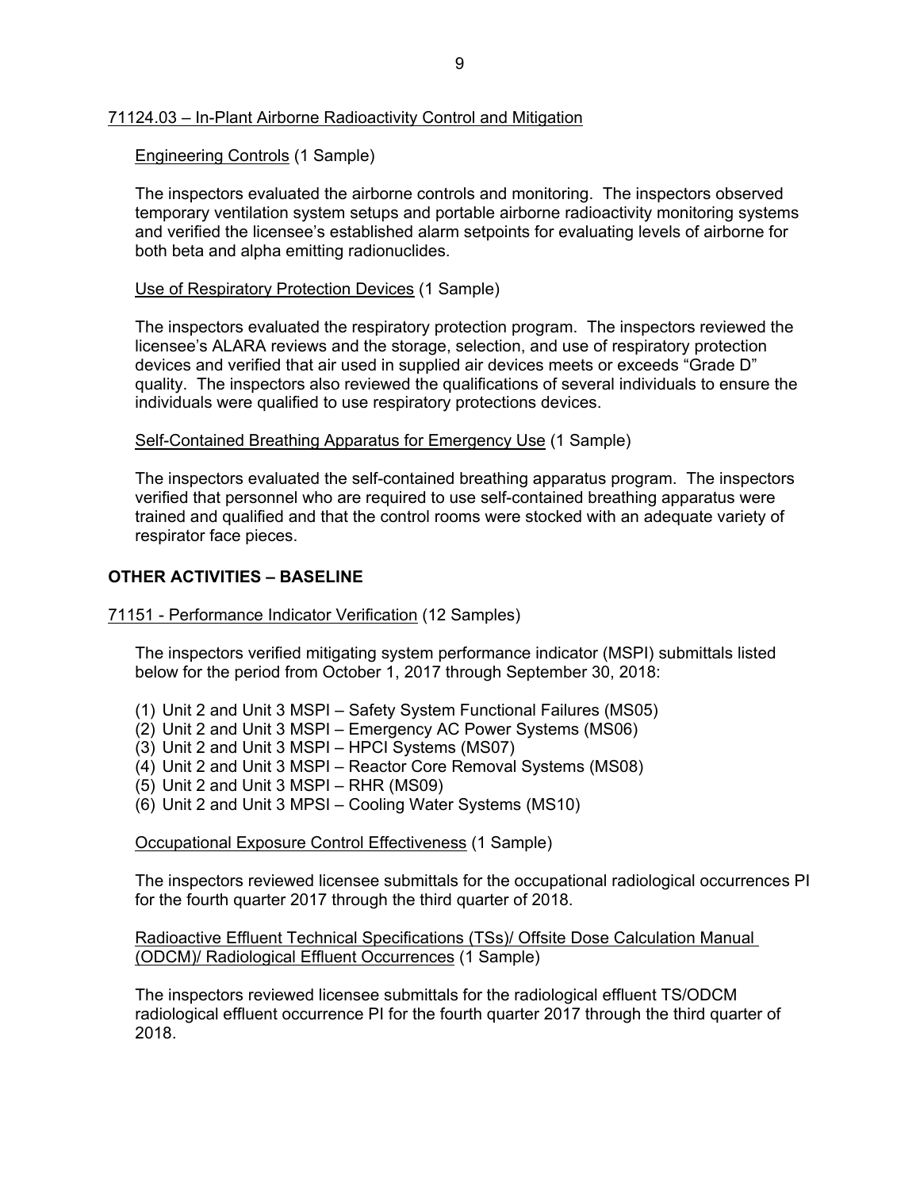71124.03 – In-Plant Airborne Radioactivity Control and Mitigation

Engineering Controls (1 Sample)

The inspectors evaluated the airborne controls and monitoring. The inspectors observed temporary ventilation system setups and portable airborne radioactivity monitoring systems and verified the licensee's established alarm setpoints for evaluating levels of airborne for both beta and alpha emitting radionuclides.

Use of Respiratory Protection Devices (1 Sample)

The inspectors evaluated the respiratory protection program. The inspectors reviewed the licensee's ALARA reviews and the storage, selection, and use of respiratory protection devices and verified that air used in supplied air devices meets or exceeds "Grade D" quality. The inspectors also reviewed the qualifications of several individuals to ensure the individuals were qualified to use respiratory protections devices.

Self-Contained Breathing Apparatus for Emergency Use (1 Sample)

The inspectors evaluated the self-contained breathing apparatus program. The inspectors verified that personnel who are required to use self-contained breathing apparatus were trained and qualified and that the control rooms were stocked with an adequate variety of respirator face pieces.

## OTHER ACTIVITIES – BASELINE

71151 - Performance Indicator Verification (12 Samples)

The inspectors verified mitigating system performance indicator (MSPI) submittals listed below for the period from October 1, 2017 through September 30, 2018:

(1) Unit 2 and Unit 3 MSPI – Safety System Functional Failures (MS05)
(2) Unit 2 and Unit 3 MSPI – Emergency AC Power Systems (MS06)
(3) Unit 2 and Unit 3 MSPI – HPCI Systems (MS07)
(4) Unit 2 and Unit 3 MSPI – Reactor Core Removal Systems (MS08)
(5) Unit 2 and Unit 3 MSPI – RHR (MS09)
(6) Unit 2 and Unit 3 MPSI – Cooling Water Systems (MS10)

Occupational Exposure Control Effectiveness (1 Sample)

The inspectors reviewed licensee submittals for the occupational radiological occurrences PI for the fourth quarter 2017 through the third quarter of 2018.

Radioactive Effluent Technical Specifications (TSs)/ Offsite Dose Calculation Manual (ODCM)/ Radiological Effluent Occurrences (1 Sample)

The inspectors reviewed licensee submittals for the radiological effluent TS/ODCM radiological effluent occurrence PI for the fourth quarter 2017 through the third quarter of 2018.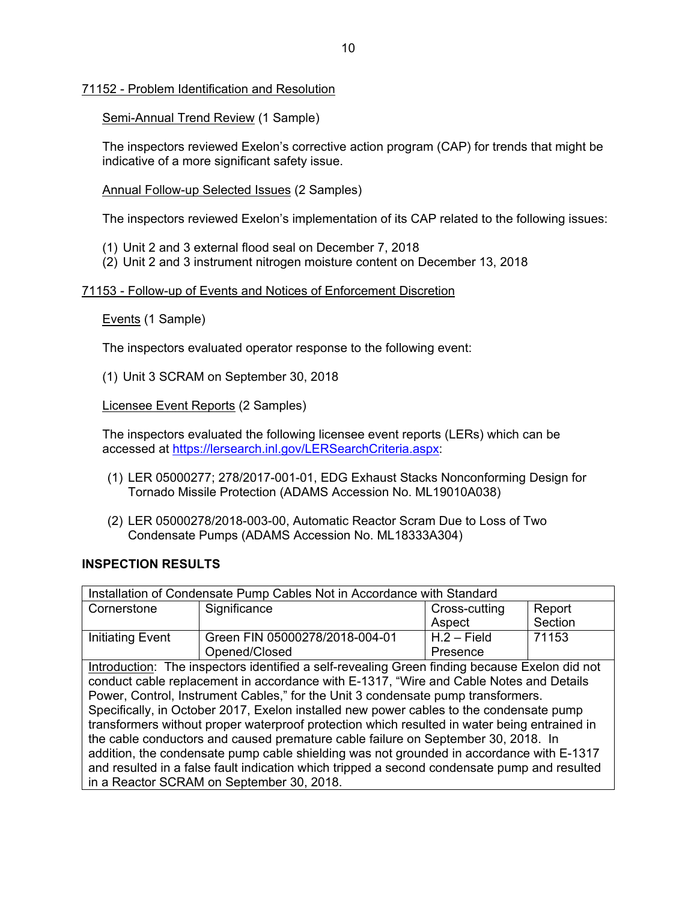71152 - Problem Identification and Resolution

Semi-Annual Trend Review (1 Sample)

The inspectors reviewed Exelon's corrective action program (CAP) for trends that might be indicative of a more significant safety issue.

Annual Follow-up Selected Issues (2 Samples)

The inspectors reviewed Exelon's implementation of its CAP related to the following issues:

(1) Unit 2 and 3 external flood seal on December 7, 2018
(2) Unit 2 and 3 instrument nitrogen moisture content on December 13, 2018

71153 - Follow-up of Events and Notices of Enforcement Discretion

Events (1 Sample)

The inspectors evaluated operator response to the following event:

(1) Unit 3 SCRAM on September 30, 2018

Licensee Event Reports (2 Samples)

The inspectors evaluated the following licensee event reports (LERs) which can be accessed at https://lersearch.inl.gov/LERSearchCriteria.aspx:

(1) LER 05000277; 278/2017-001-01, EDG Exhaust Stacks Nonconforming Design for Tornado Missile Protection (ADAMS Accession No. ML19010A038)

(2) LER 05000278/2018-003-00, Automatic Reactor Scram Due to Loss of Two Condensate Pumps (ADAMS Accession No. ML18333A304)

## INSPECTION RESULTS

| Installation of Condensate Pump Cables Not in Accordance with Standard | | | |
|---|---|---|---|
| Cornerstone | Significance | Cross-cutting Aspect | Report Section |
| Initiating Event | Green FIN 05000278/2018-004-01 Opened/Closed | H.2 – Field Presence | 71153 |
| Introduction: The inspectors identified a self-revealing Green finding because Exelon did not conduct cable replacement in accordance with E-1317, "Wire and Cable Notes and Details Power, Control, Instrument Cables," for the Unit 3 condensate pump transformers. Specifically, in October 2017, Exelon installed new power cables to the condensate pump transformers without proper waterproof protection which resulted in water being entrained in the cable conductors and caused premature cable failure on September 30, 2018. In addition, the condensate pump cable shielding was not grounded in accordance with E-1317 and resulted in a false fault indication which tripped a second condensate pump and resulted in a Reactor SCRAM on September 30, 2018. | | | |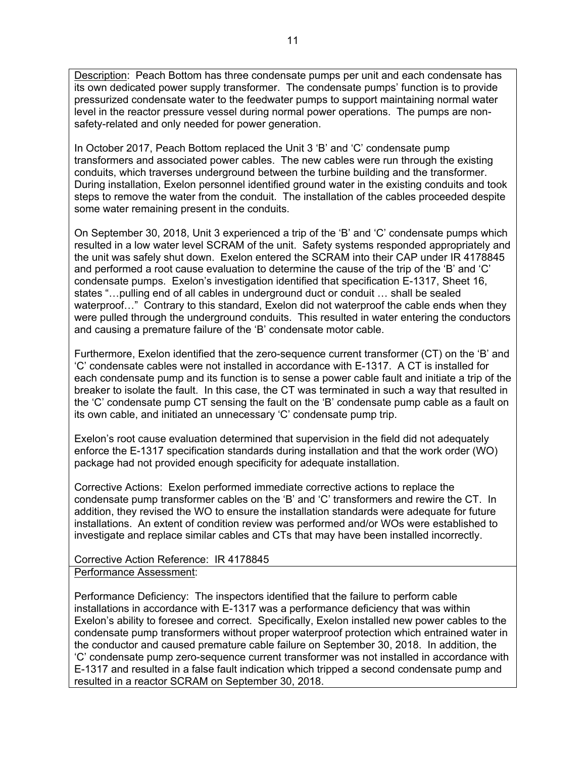Description: Peach Bottom has three condensate pumps per unit and each condensate has its own dedicated power supply transformer. The condensate pumps' function is to provide pressurized condensate water to the feedwater pumps to support maintaining normal water level in the reactor pressure vessel during normal power operations. The pumps are non-safety-related and only needed for power generation.

In October 2017, Peach Bottom replaced the Unit 3 'B' and 'C' condensate pump transformers and associated power cables. The new cables were run through the existing conduits, which traverses underground between the turbine building and the transformer. During installation, Exelon personnel identified ground water in the existing conduits and took steps to remove the water from the conduit. The installation of the cables proceeded despite some water remaining present in the conduits.

On September 30, 2018, Unit 3 experienced a trip of the 'B' and 'C' condensate pumps which resulted in a low water level SCRAM of the unit. Safety systems responded appropriately and the unit was safely shut down. Exelon entered the SCRAM into their CAP under IR 4178845 and performed a root cause evaluation to determine the cause of the trip of the 'B' and 'C' condensate pumps. Exelon's investigation identified that specification E-1317, Sheet 16, states "…pulling end of all cables in underground duct or conduit … shall be sealed waterproof…" Contrary to this standard, Exelon did not waterproof the cable ends when they were pulled through the underground conduits. This resulted in water entering the conductors and causing a premature failure of the 'B' condensate motor cable.

Furthermore, Exelon identified that the zero-sequence current transformer (CT) on the 'B' and 'C' condensate cables were not installed in accordance with E-1317. A CT is installed for each condensate pump and its function is to sense a power cable fault and initiate a trip of the breaker to isolate the fault. In this case, the CT was terminated in such a way that resulted in the 'C' condensate pump CT sensing the fault on the 'B' condensate pump cable as a fault on its own cable, and initiated an unnecessary 'C' condensate pump trip.

Exelon's root cause evaluation determined that supervision in the field did not adequately enforce the E-1317 specification standards during installation and that the work order (WO) package had not provided enough specificity for adequate installation.

Corrective Actions: Exelon performed immediate corrective actions to replace the condensate pump transformer cables on the 'B' and 'C' transformers and rewire the CT. In addition, they revised the WO to ensure the installation standards were adequate for future installations. An extent of condition review was performed and/or WOs were established to investigate and replace similar cables and CTs that may have been installed incorrectly.

Corrective Action Reference: IR 4178845

Performance Assessment:

Performance Deficiency: The inspectors identified that the failure to perform cable installations in accordance with E-1317 was a performance deficiency that was within Exelon's ability to foresee and correct. Specifically, Exelon installed new power cables to the condensate pump transformers without proper waterproof protection which entrained water in the conductor and caused premature cable failure on September 30, 2018. In addition, the 'C' condensate pump zero-sequence current transformer was not installed in accordance with E-1317 and resulted in a false fault indication which tripped a second condensate pump and resulted in a reactor SCRAM on September 30, 2018.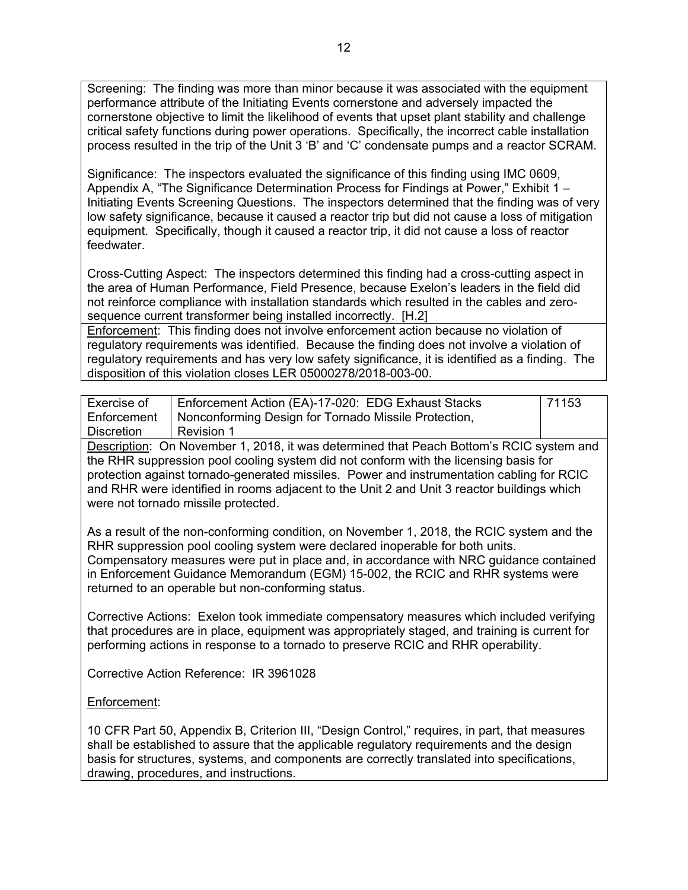Screening: The finding was more than minor because it was associated with the equipment performance attribute of the Initiating Events cornerstone and adversely impacted the cornerstone objective to limit the likelihood of events that upset plant stability and challenge critical safety functions during power operations. Specifically, the incorrect cable installation process resulted in the trip of the Unit 3 'B' and 'C' condensate pumps and a reactor SCRAM.

Significance: The inspectors evaluated the significance of this finding using IMC 0609, Appendix A, "The Significance Determination Process for Findings at Power," Exhibit 1 – Initiating Events Screening Questions. The inspectors determined that the finding was of very low safety significance, because it caused a reactor trip but did not cause a loss of mitigation equipment. Specifically, though it caused a reactor trip, it did not cause a loss of reactor feedwater.

Cross-Cutting Aspect: The inspectors determined this finding had a cross-cutting aspect in the area of Human Performance, Field Presence, because Exelon's leaders in the field did not reinforce compliance with installation standards which resulted in the cables and zero-sequence current transformer being installed incorrectly. [H.2]

Enforcement: This finding does not involve enforcement action because no violation of regulatory requirements was identified. Because the finding does not involve a violation of regulatory requirements and has very low safety significance, it is identified as a finding. The disposition of this violation closes LER 05000278/2018-003-00.

| Exercise of Enforcement Discretion | Enforcement Action (EA)-17-020: EDG Exhaust Stacks Nonconforming Design for Tornado Missile Protection, Revision 1 | 71153 |
|---|---|---|

Description: On November 1, 2018, it was determined that Peach Bottom's RCIC system and the RHR suppression pool cooling system did not conform with the licensing basis for protection against tornado-generated missiles. Power and instrumentation cabling for RCIC and RHR were identified in rooms adjacent to the Unit 2 and Unit 3 reactor buildings which were not tornado missile protected.

As a result of the non-conforming condition, on November 1, 2018, the RCIC system and the RHR suppression pool cooling system were declared inoperable for both units. Compensatory measures were put in place and, in accordance with NRC guidance contained in Enforcement Guidance Memorandum (EGM) 15-002, the RCIC and RHR systems were returned to an operable but non-conforming status.

Corrective Actions: Exelon took immediate compensatory measures which included verifying that procedures are in place, equipment was appropriately staged, and training is current for performing actions in response to a tornado to preserve RCIC and RHR operability.

Corrective Action Reference: IR 3961028

Enforcement:

10 CFR Part 50, Appendix B, Criterion III, "Design Control," requires, in part, that measures shall be established to assure that the applicable regulatory requirements and the design basis for structures, systems, and components are correctly translated into specifications, drawing, procedures, and instructions.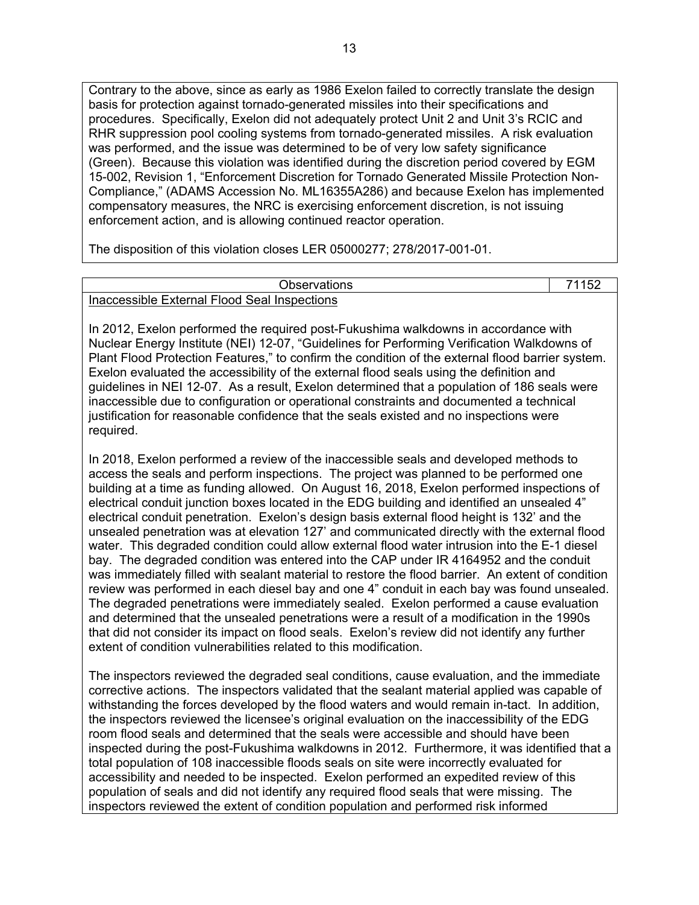Contrary to the above, since as early as 1986 Exelon failed to correctly translate the design basis for protection against tornado-generated missiles into their specifications and procedures. Specifically, Exelon did not adequately protect Unit 2 and Unit 3's RCIC and RHR suppression pool cooling systems from tornado-generated missiles. A risk evaluation was performed, and the issue was determined to be of very low safety significance (Green). Because this violation was identified during the discretion period covered by EGM 15-002, Revision 1, "Enforcement Discretion for Tornado Generated Missile Protection Non-Compliance," (ADAMS Accession No. ML16355A286) and because Exelon has implemented compensatory measures, the NRC is exercising enforcement discretion, is not issuing enforcement action, and is allowing continued reactor operation.

The disposition of this violation closes LER 05000277; 278/2017-001-01.

| Observations | 71152 |
|---|---|

Inaccessible External Flood Seal Inspections

In 2012, Exelon performed the required post-Fukushima walkdowns in accordance with Nuclear Energy Institute (NEI) 12-07, "Guidelines for Performing Verification Walkdowns of Plant Flood Protection Features," to confirm the condition of the external flood barrier system. Exelon evaluated the accessibility of the external flood seals using the definition and guidelines in NEI 12-07. As a result, Exelon determined that a population of 186 seals were inaccessible due to configuration or operational constraints and documented a technical justification for reasonable confidence that the seals existed and no inspections were required.

In 2018, Exelon performed a review of the inaccessible seals and developed methods to access the seals and perform inspections. The project was planned to be performed one building at a time as funding allowed. On August 16, 2018, Exelon performed inspections of electrical conduit junction boxes located in the EDG building and identified an unsealed 4" electrical conduit penetration. Exelon's design basis external flood height is 132' and the unsealed penetration was at elevation 127' and communicated directly with the external flood water. This degraded condition could allow external flood water intrusion into the E-1 diesel bay. The degraded condition was entered into the CAP under IR 4164952 and the conduit was immediately filled with sealant material to restore the flood barrier. An extent of condition review was performed in each diesel bay and one 4" conduit in each bay was found unsealed. The degraded penetrations were immediately sealed. Exelon performed a cause evaluation and determined that the unsealed penetrations were a result of a modification in the 1990s that did not consider its impact on flood seals. Exelon's review did not identify any further extent of condition vulnerabilities related to this modification.

The inspectors reviewed the degraded seal conditions, cause evaluation, and the immediate corrective actions. The inspectors validated that the sealant material applied was capable of withstanding the forces developed by the flood waters and would remain in-tact. In addition, the inspectors reviewed the licensee's original evaluation on the inaccessibility of the EDG room flood seals and determined that the seals were accessible and should have been inspected during the post-Fukushima walkdowns in 2012. Furthermore, it was identified that a total population of 108 inaccessible floods seals on site were incorrectly evaluated for accessibility and needed to be inspected. Exelon performed an expedited review of this population of seals and did not identify any required flood seals that were missing. The inspectors reviewed the extent of condition population and performed risk informed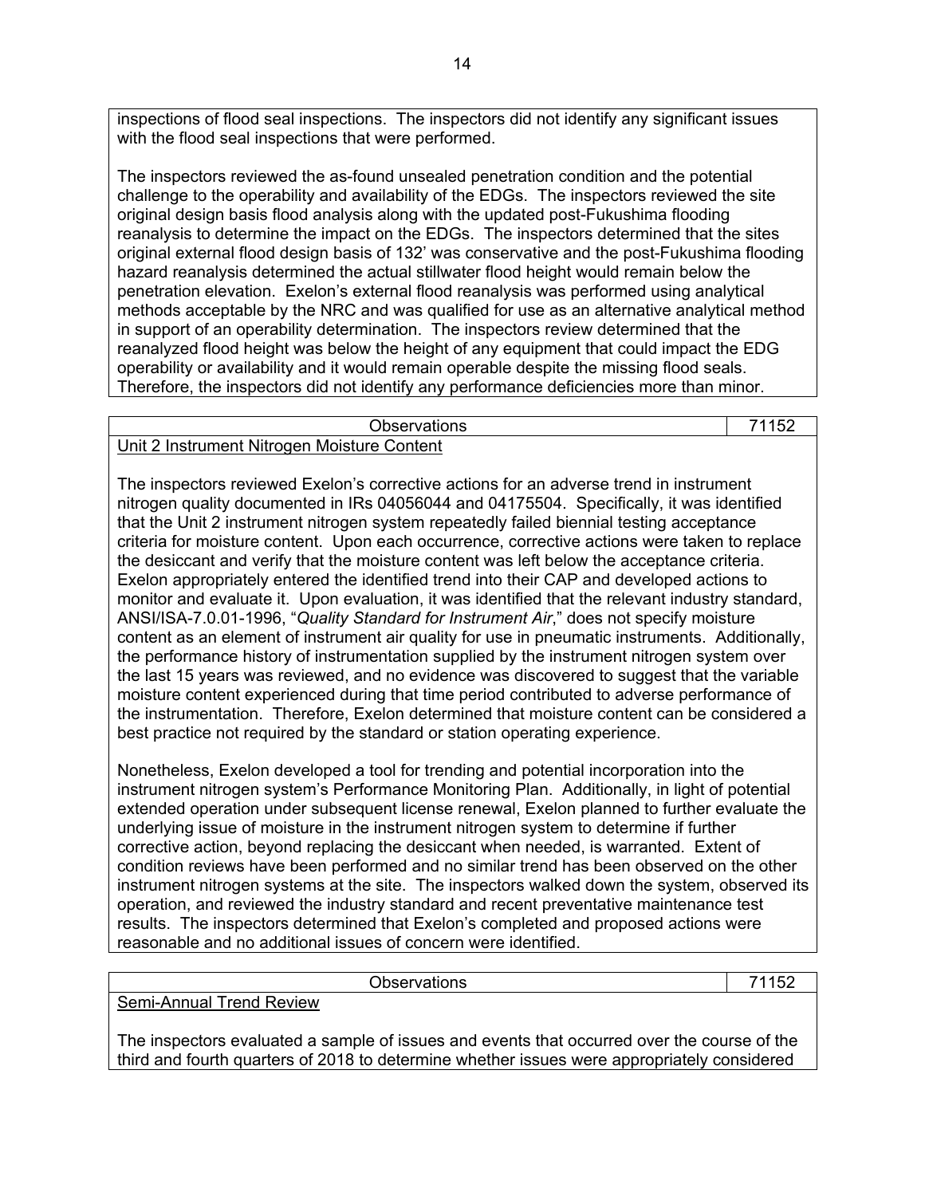inspections of flood seal inspections. The inspectors did not identify any significant issues with the flood seal inspections that were performed.

The inspectors reviewed the as-found unsealed penetration condition and the potential challenge to the operability and availability of the EDGs. The inspectors reviewed the site original design basis flood analysis along with the updated post-Fukushima flooding reanalysis to determine the impact on the EDGs. The inspectors determined that the sites original external flood design basis of 132' was conservative and the post-Fukushima flooding hazard reanalysis determined the actual stillwater flood height would remain below the penetration elevation. Exelon's external flood reanalysis was performed using analytical methods acceptable by the NRC and was qualified for use as an alternative analytical method in support of an operability determination. The inspectors review determined that the reanalyzed flood height was below the height of any equipment that could impact the EDG operability or availability and it would remain operable despite the missing flood seals. Therefore, the inspectors did not identify any performance deficiencies more than minor.

| Observations | 71152 |
| --- | --- |

Unit 2 Instrument Nitrogen Moisture Content

The inspectors reviewed Exelon's corrective actions for an adverse trend in instrument nitrogen quality documented in IRs 04056044 and 04175504. Specifically, it was identified that the Unit 2 instrument nitrogen system repeatedly failed biennial testing acceptance criteria for moisture content. Upon each occurrence, corrective actions were taken to replace the desiccant and verify that the moisture content was left below the acceptance criteria. Exelon appropriately entered the identified trend into their CAP and developed actions to monitor and evaluate it. Upon evaluation, it was identified that the relevant industry standard, ANSI/ISA-7.0.01-1996, "*Quality Standard for Instrument Air*," does not specify moisture content as an element of instrument air quality for use in pneumatic instruments. Additionally, the performance history of instrumentation supplied by the instrument nitrogen system over the last 15 years was reviewed, and no evidence was discovered to suggest that the variable moisture content experienced during that time period contributed to adverse performance of the instrumentation. Therefore, Exelon determined that moisture content can be considered a best practice not required by the standard or station operating experience.

Nonetheless, Exelon developed a tool for trending and potential incorporation into the instrument nitrogen system's Performance Monitoring Plan. Additionally, in light of potential extended operation under subsequent license renewal, Exelon planned to further evaluate the underlying issue of moisture in the instrument nitrogen system to determine if further corrective action, beyond replacing the desiccant when needed, is warranted. Extent of condition reviews have been performed and no similar trend has been observed on the other instrument nitrogen systems at the site. The inspectors walked down the system, observed its operation, and reviewed the industry standard and recent preventative maintenance test results. The inspectors determined that Exelon's completed and proposed actions were reasonable and no additional issues of concern were identified.

| Observations | 71152 |
| --- | --- |

Semi-Annual Trend Review

The inspectors evaluated a sample of issues and events that occurred over the course of the third and fourth quarters of 2018 to determine whether issues were appropriately considered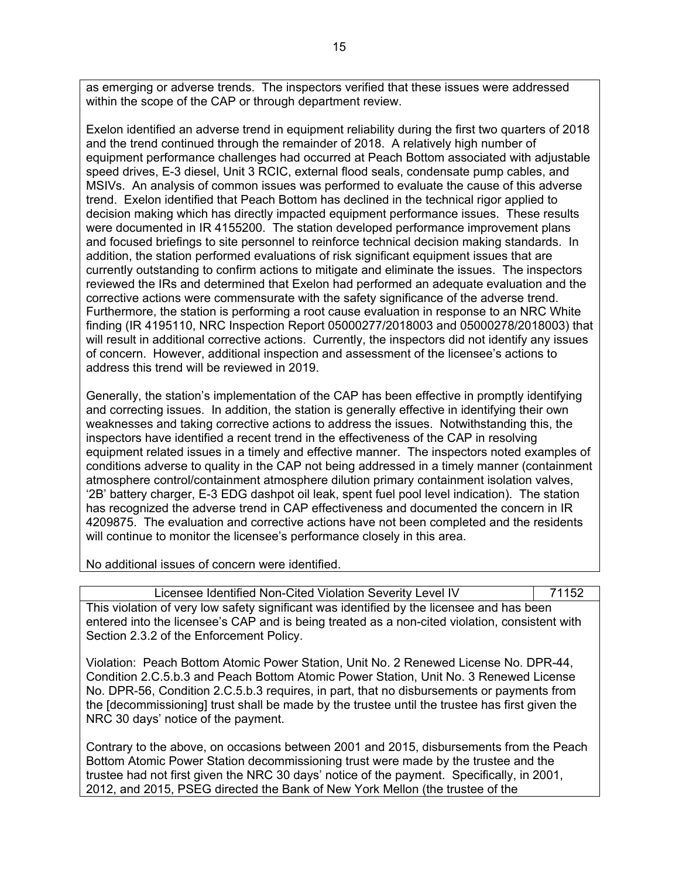as emerging or adverse trends. The inspectors verified that these issues were addressed within the scope of the CAP or through department review.

Exelon identified an adverse trend in equipment reliability during the first two quarters of 2018 and the trend continued through the remainder of 2018. A relatively high number of equipment performance challenges had occurred at Peach Bottom associated with adjustable speed drives, E-3 diesel, Unit 3 RCIC, external flood seals, condensate pump cables, and MSIVs. An analysis of common issues was performed to evaluate the cause of this adverse trend. Exelon identified that Peach Bottom has declined in the technical rigor applied to decision making which has directly impacted equipment performance issues. These results were documented in IR 4155200. The station developed performance improvement plans and focused briefings to site personnel to reinforce technical decision making standards. In addition, the station performed evaluations of risk significant equipment issues that are currently outstanding to confirm actions to mitigate and eliminate the issues. The inspectors reviewed the IRs and determined that Exelon had performed an adequate evaluation and the corrective actions were commensurate with the safety significance of the adverse trend. Furthermore, the station is performing a root cause evaluation in response to an NRC White finding (IR 4195110, NRC Inspection Report 05000277/2018003 and 05000278/2018003) that will result in additional corrective actions. Currently, the inspectors did not identify any issues of concern. However, additional inspection and assessment of the licensee's actions to address this trend will be reviewed in 2019.

Generally, the station's implementation of the CAP has been effective in promptly identifying and correcting issues. In addition, the station is generally effective in identifying their own weaknesses and taking corrective actions to address the issues. Notwithstanding this, the inspectors have identified a recent trend in the effectiveness of the CAP in resolving equipment related issues in a timely and effective manner. The inspectors noted examples of conditions adverse to quality in the CAP not being addressed in a timely manner (containment atmosphere control/containment atmosphere dilution primary containment isolation valves, '2B' battery charger, E-3 EDG dashpot oil leak, spent fuel pool level indication). The station has recognized the adverse trend in CAP effectiveness and documented the concern in IR 4209875. The evaluation and corrective actions have not been completed and the residents will continue to monitor the licensee's performance closely in this area.

No additional issues of concern were identified.

| Licensee Identified Non-Cited Violation Severity Level IV | 71152 |
|---|---|

This violation of very low safety significant was identified by the licensee and has been entered into the licensee's CAP and is being treated as a non-cited violation, consistent with Section 2.3.2 of the Enforcement Policy.

Violation: Peach Bottom Atomic Power Station, Unit No. 2 Renewed License No. DPR-44, Condition 2.C.5.b.3 and Peach Bottom Atomic Power Station, Unit No. 3 Renewed License No. DPR-56, Condition 2.C.5.b.3 requires, in part, that no disbursements or payments from the [decommissioning] trust shall be made by the trustee until the trustee has first given the NRC 30 days' notice of the payment.

Contrary to the above, on occasions between 2001 and 2015, disbursements from the Peach Bottom Atomic Power Station decommissioning trust were made by the trustee and the trustee had not first given the NRC 30 days' notice of the payment. Specifically, in 2001, 2012, and 2015, PSEG directed the Bank of New York Mellon (the trustee of the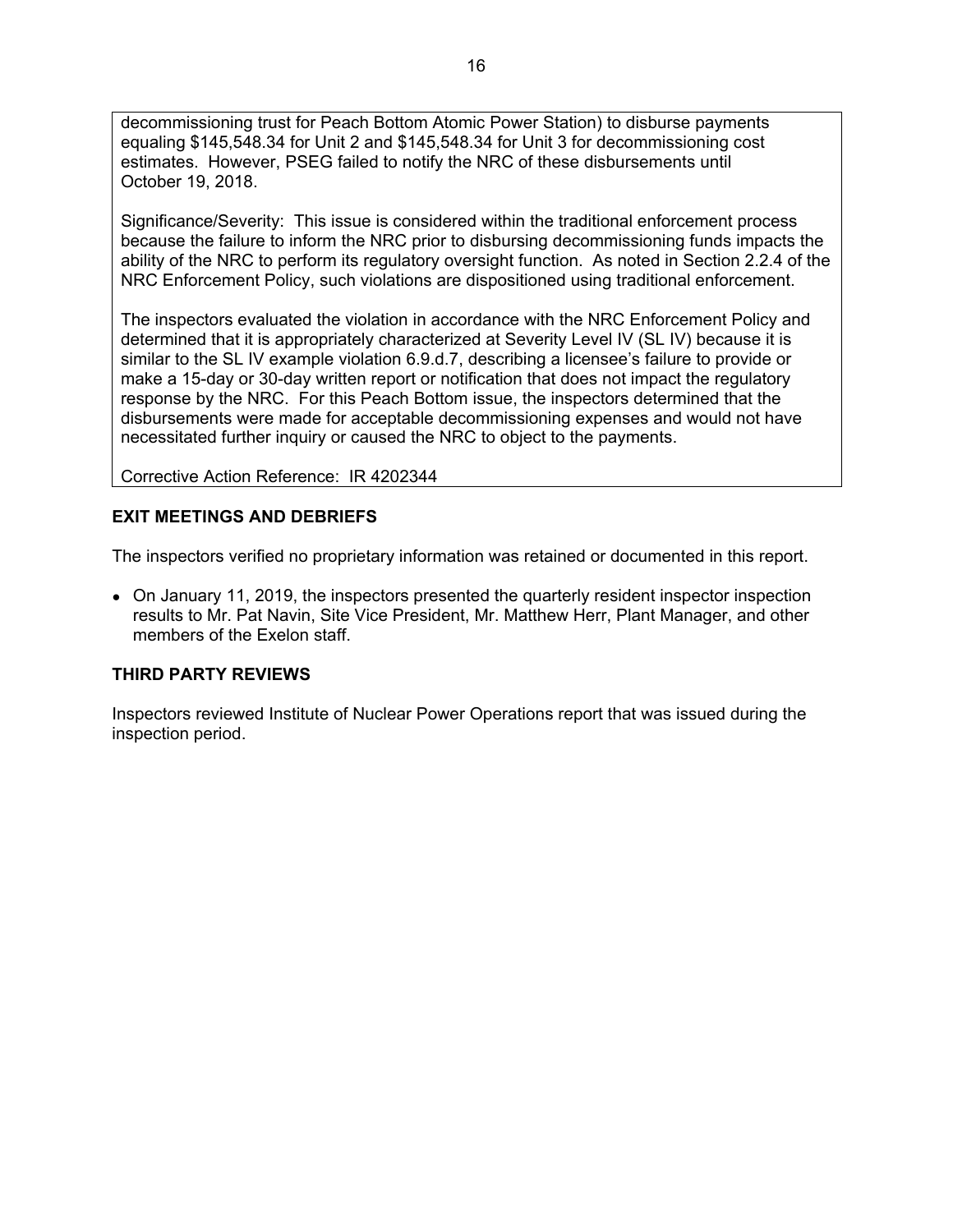decommissioning trust for Peach Bottom Atomic Power Station) to disburse payments equaling $145,548.34 for Unit 2 and $145,548.34 for Unit 3 for decommissioning cost estimates. However, PSEG failed to notify the NRC of these disbursements until October 19, 2018.

Significance/Severity: This issue is considered within the traditional enforcement process because the failure to inform the NRC prior to disbursing decommissioning funds impacts the ability of the NRC to perform its regulatory oversight function. As noted in Section 2.2.4 of the NRC Enforcement Policy, such violations are dispositioned using traditional enforcement.

The inspectors evaluated the violation in accordance with the NRC Enforcement Policy and determined that it is appropriately characterized at Severity Level IV (SL IV) because it is similar to the SL IV example violation 6.9.d.7, describing a licensee's failure to provide or make a 15-day or 30-day written report or notification that does not impact the regulatory response by the NRC. For this Peach Bottom issue, the inspectors determined that the disbursements were made for acceptable decommissioning expenses and would not have necessitated further inquiry or caused the NRC to object to the payments.

Corrective Action Reference: IR 4202344

## EXIT MEETINGS AND DEBRIEFS

The inspectors verified no proprietary information was retained or documented in this report.

- On January 11, 2019, the inspectors presented the quarterly resident inspector inspection results to Mr. Pat Navin, Site Vice President, Mr. Matthew Herr, Plant Manager, and other members of the Exelon staff.

## THIRD PARTY REVIEWS

Inspectors reviewed Institute of Nuclear Power Operations report that was issued during the inspection period.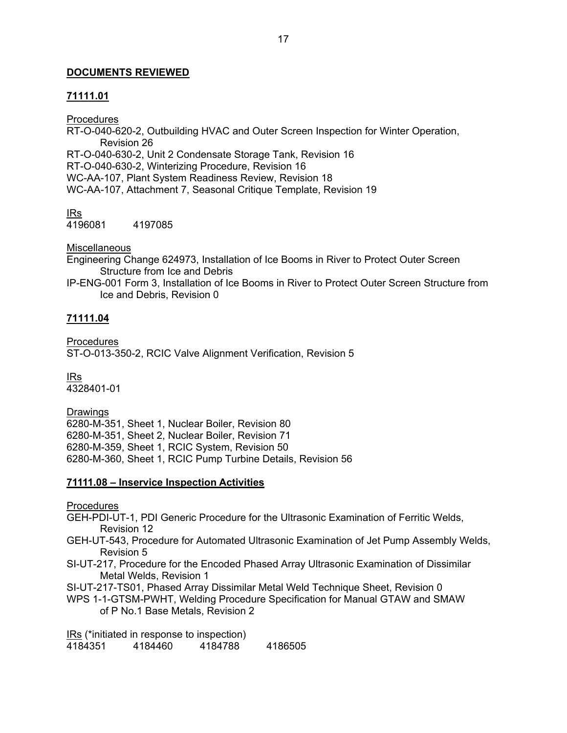## DOCUMENTS REVIEWED

### 71111.01

Procedures

RT-O-040-620-2, Outbuilding HVAC and Outer Screen Inspection for Winter Operation, Revision 26
RT-O-040-630-2, Unit 2 Condensate Storage Tank, Revision 16
RT-O-040-630-2, Winterizing Procedure, Revision 16
WC-AA-107, Plant System Readiness Review, Revision 18
WC-AA-107, Attachment 7, Seasonal Critique Template, Revision 19

IRs

4196081 4197085

Miscellaneous

Engineering Change 624973, Installation of Ice Booms in River to Protect Outer Screen Structure from Ice and Debris
IP-ENG-001 Form 3, Installation of Ice Booms in River to Protect Outer Screen Structure from Ice and Debris, Revision 0

### 71111.04

Procedures

ST-O-013-350-2, RCIC Valve Alignment Verification, Revision 5

IRs

4328401-01

Drawings

6280-M-351, Sheet 1, Nuclear Boiler, Revision 80
6280-M-351, Sheet 2, Nuclear Boiler, Revision 71
6280-M-359, Sheet 1, RCIC System, Revision 50
6280-M-360, Sheet 1, RCIC Pump Turbine Details, Revision 56

### 71111.08 – Inservice Inspection Activities

Procedures

GEH-PDI-UT-1, PDI Generic Procedure for the Ultrasonic Examination of Ferritic Welds, Revision 12
GEH-UT-543, Procedure for Automated Ultrasonic Examination of Jet Pump Assembly Welds, Revision 5
SI-UT-217, Procedure for the Encoded Phased Array Ultrasonic Examination of Dissimilar Metal Welds, Revision 1
SI-UT-217-TS01, Phased Array Dissimilar Metal Weld Technique Sheet, Revision 0
WPS 1-1-GTSM-PWHT, Welding Procedure Specification for Manual GTAW and SMAW of P No.1 Base Metals, Revision 2

IRs (*initiated in response to inspection)

4184351 4184460 4184788 4186505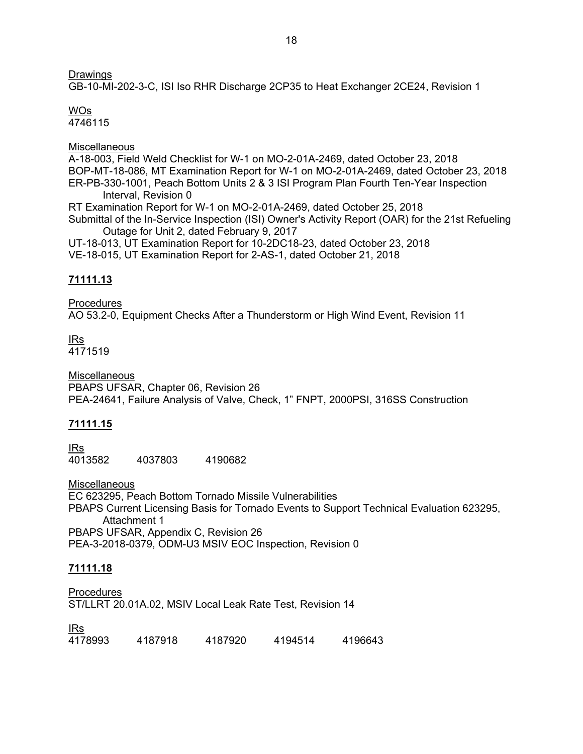Drawings
GB-10-MI-202-3-C, ISI Iso RHR Discharge 2CP35 to Heat Exchanger 2CE24, Revision 1

WOs
4746115

Miscellaneous
A-18-003, Field Weld Checklist for W-1 on MO-2-01A-2469, dated October 23, 2018
BOP-MT-18-086, MT Examination Report for W-1 on MO-2-01A-2469, dated October 23, 2018
ER-PB-330-1001, Peach Bottom Units 2 & 3 ISI Program Plan Fourth Ten-Year Inspection Interval, Revision 0
RT Examination Report for W-1 on MO-2-01A-2469, dated October 25, 2018
Submittal of the In-Service Inspection (ISI) Owner's Activity Report (OAR) for the 21st Refueling Outage for Unit 2, dated February 9, 2017
UT-18-013, UT Examination Report for 10-2DC18-23, dated October 23, 2018
VE-18-015, UT Examination Report for 2-AS-1, dated October 21, 2018

**71111.13**

Procedures
AO 53.2-0, Equipment Checks After a Thunderstorm or High Wind Event, Revision 11

IRs
4171519

Miscellaneous
PBAPS UFSAR, Chapter 06, Revision 26
PEA-24641, Failure Analysis of Valve, Check, 1" FNPT, 2000PSI, 316SS Construction

**71111.15**

IRs
4013582 4037803 4190682

Miscellaneous
EC 623295, Peach Bottom Tornado Missile Vulnerabilities
PBAPS Current Licensing Basis for Tornado Events to Support Technical Evaluation 623295, Attachment 1
PBAPS UFSAR, Appendix C, Revision 26
PEA-3-2018-0379, ODM-U3 MSIV EOC Inspection, Revision 0

**71111.18**

Procedures
ST/LLRT 20.01A.02, MSIV Local Leak Rate Test, Revision 14

IRs
4178993 4187918 4187920 4194514 4196643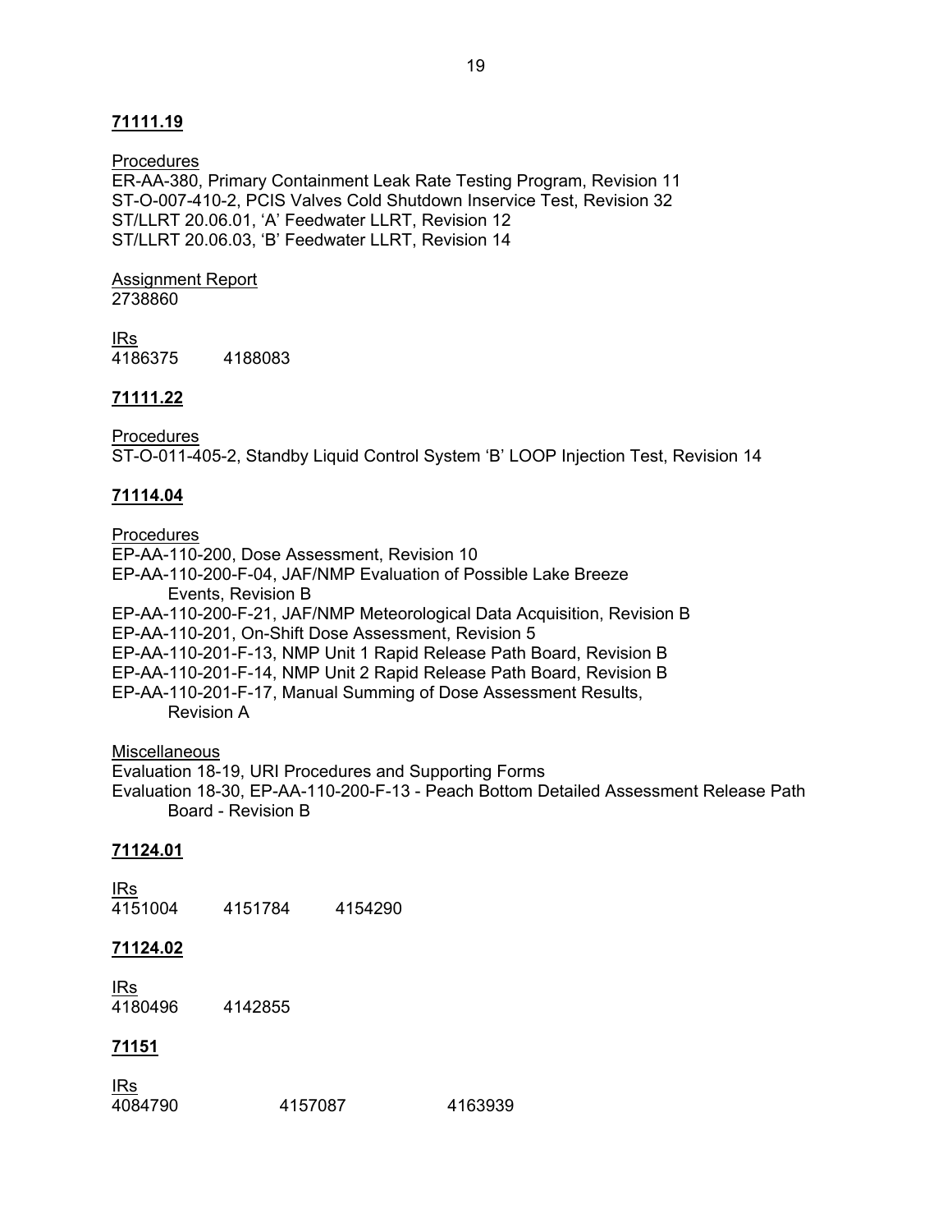**71111.19**

Procedures
ER-AA-380, Primary Containment Leak Rate Testing Program, Revision 11
ST-O-007-410-2, PCIS Valves Cold Shutdown Inservice Test, Revision 32
ST/LLRT 20.06.01, 'A' Feedwater LLRT, Revision 12
ST/LLRT 20.06.03, 'B' Feedwater LLRT, Revision 14

Assignment Report
2738860

IRs
4186375 4188083

**71111.22**

Procedures
ST-O-011-405-2, Standby Liquid Control System 'B' LOOP Injection Test, Revision 14

**71114.04**

Procedures
EP-AA-110-200, Dose Assessment, Revision 10
EP-AA-110-200-F-04, JAF/NMP Evaluation of Possible Lake Breeze Events, Revision B
EP-AA-110-200-F-21, JAF/NMP Meteorological Data Acquisition, Revision B
EP-AA-110-201, On-Shift Dose Assessment, Revision 5
EP-AA-110-201-F-13, NMP Unit 1 Rapid Release Path Board, Revision B
EP-AA-110-201-F-14, NMP Unit 2 Rapid Release Path Board, Revision B
EP-AA-110-201-F-17, Manual Summing of Dose Assessment Results, Revision A

Miscellaneous
Evaluation 18-19, URI Procedures and Supporting Forms
Evaluation 18-30, EP-AA-110-200-F-13 - Peach Bottom Detailed Assessment Release Path Board - Revision B

**71124.01**

IRs
4151004 4151784 4154290

**71124.02**

IRs
4180496 4142855

**71151**

IRs
4084790 4157087 4163939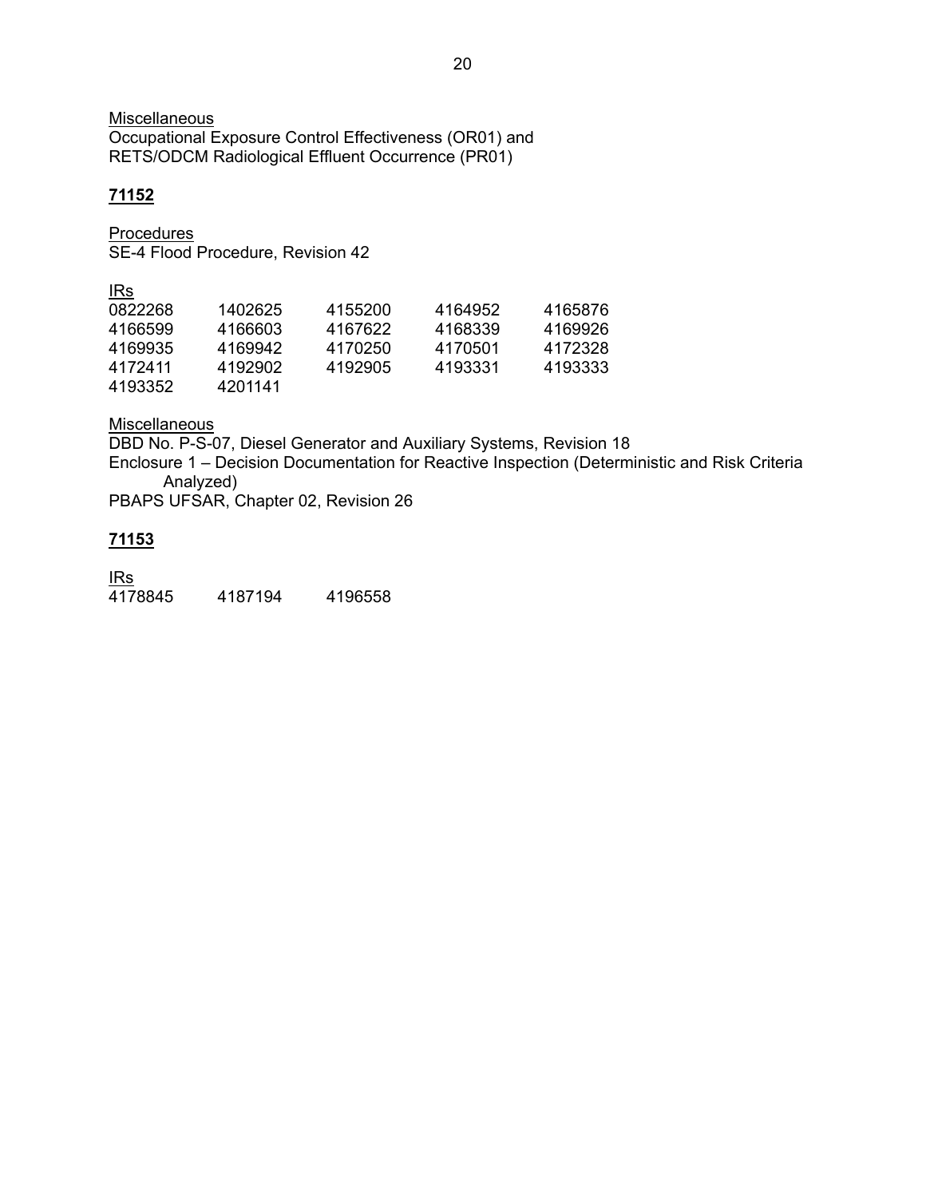Miscellaneous

Occupational Exposure Control Effectiveness (OR01) and
RETS/ODCM Radiological Effluent Occurrence (PR01)

**71152**

Procedures

SE-4 Flood Procedure, Revision 42

IRs

| | | | | |
|---|---|---|---|---|
| 0822268 | 1402625 | 4155200 | 4164952 | 4165876 |
| 4166599 | 4166603 | 4167622 | 4168339 | 4169926 |
| 4169935 | 4169942 | 4170250 | 4170501 | 4172328 |
| 4172411 | 4192902 | 4192905 | 4193331 | 4193333 |
| 4193352 | 4201141 | | | |

Miscellaneous

DBD No. P-S-07, Diesel Generator and Auxiliary Systems, Revision 18
Enclosure 1 – Decision Documentation for Reactive Inspection (Deterministic and Risk Criteria Analyzed)
PBAPS UFSAR, Chapter 02, Revision 26

**71153**

IRs

| | | |
|---|---|---|
| 4178845 | 4187194 | 4196558 |